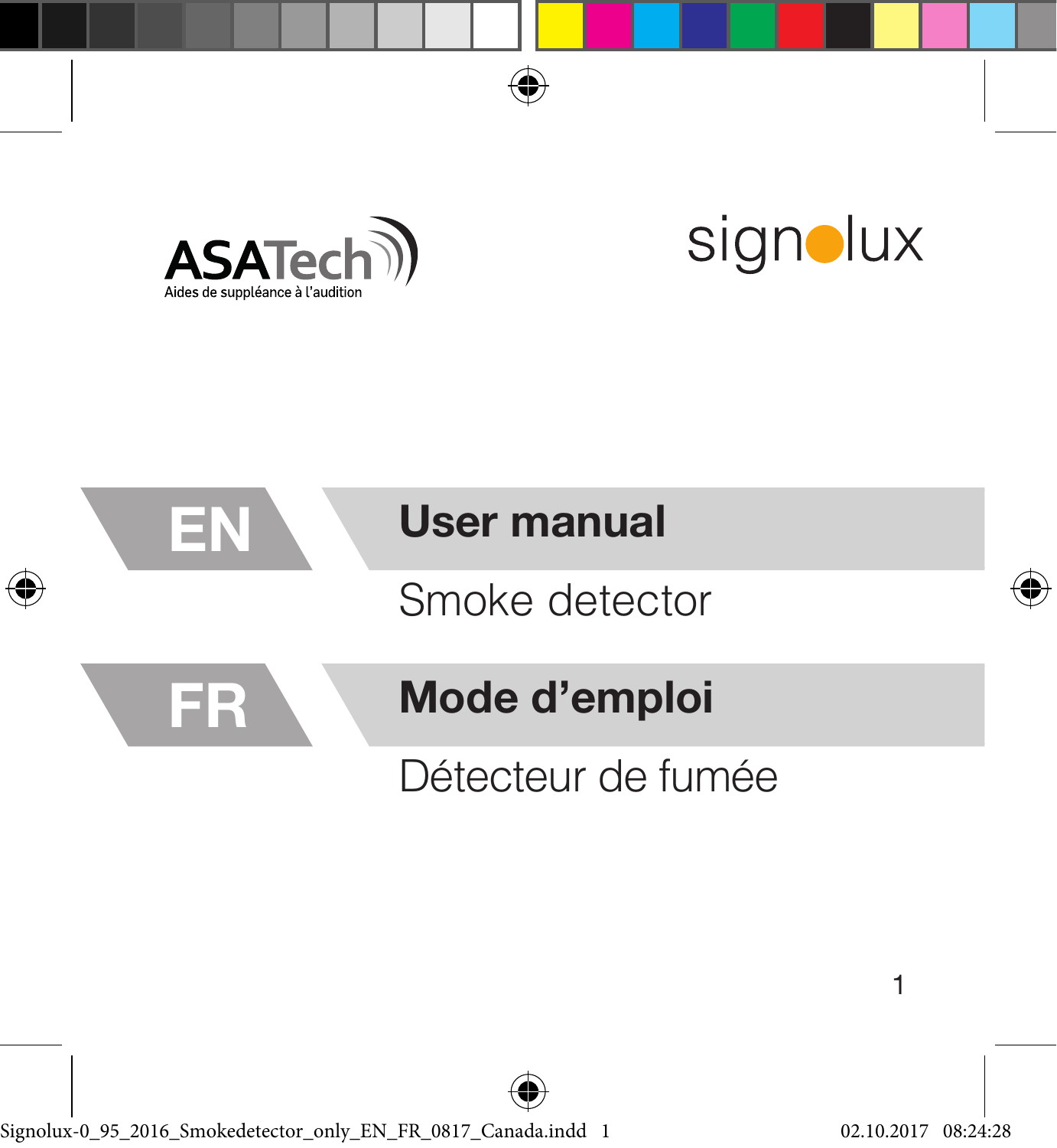ASATech

Aides de suppléance à l'audition

signolux

# EN User manual

Smoke detector

# FR Mode d'emploi

Détecteur de fumée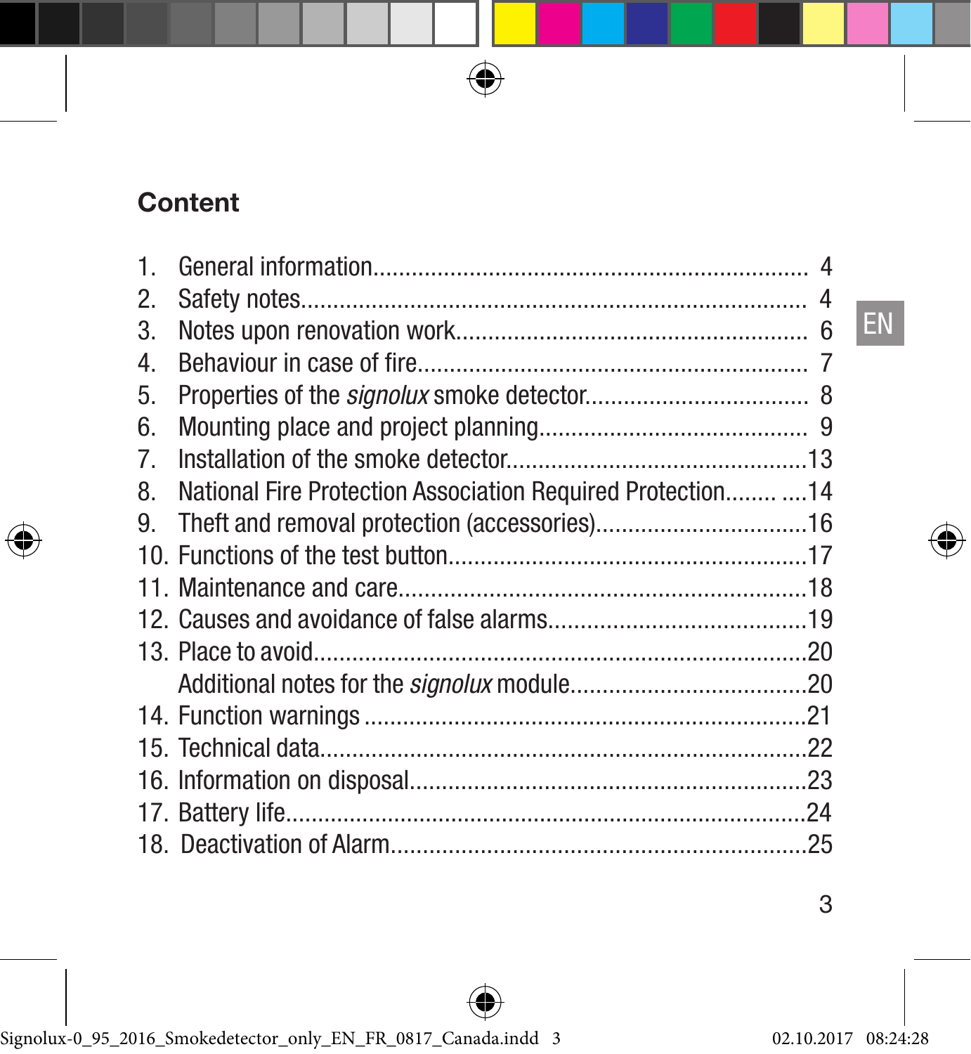## Content

1. General information.................................................................... 4
2. Safety notes............................................................................... 4
3. Notes upon renovation work........................................................ 6
4. Behaviour in case of fire.............................................................. 7
5. Properties of the *signolux* smoke detector................................... 8
6. Mounting place and project planning........................................... 9
7. Installation of the smoke detector................................................13
8. National Fire Protection Association Required Protection........ ....14
9. Theft and removal protection (accessories)..................................16
10. Functions of the test button.........................................................17
11. Maintenance and care.................................................................18
12. Causes and avoidance of false alarms.........................................19
13. Place to avoid..............................................................................20
    Additional notes for the *signolux* module......................................20
14. Function warnings ......................................................................21
15. Technical data.............................................................................22
16. Information on disposal...............................................................23
17. Battery life..................................................................................24
18. Deactivation of Alarm..................................................................25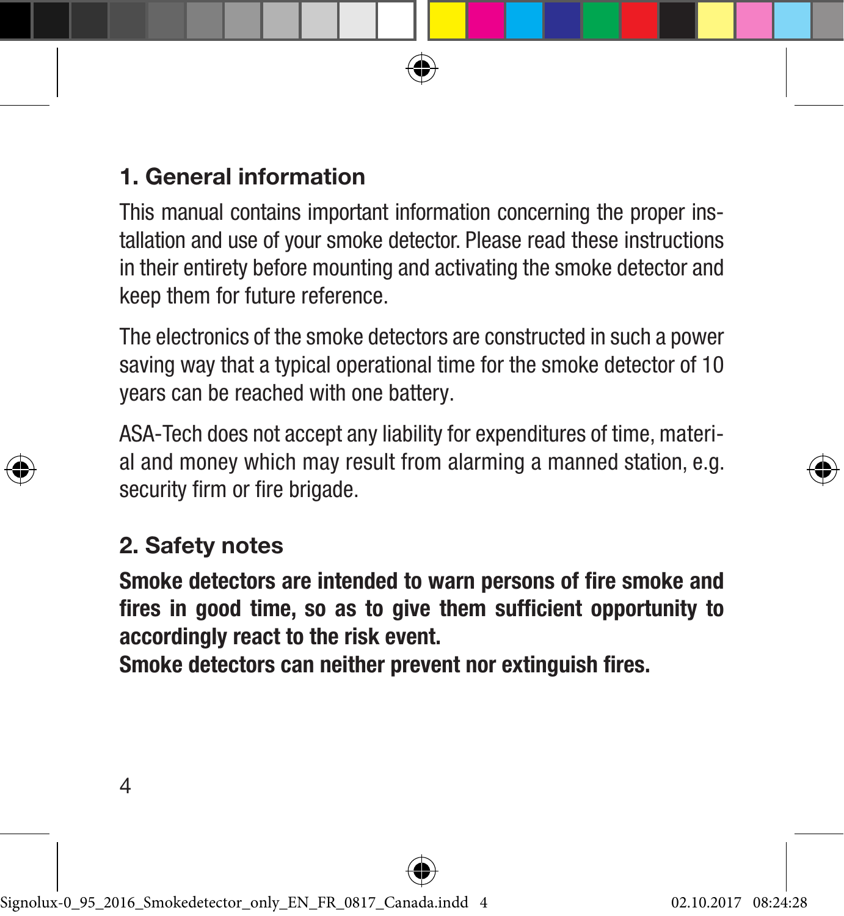## 1. General information

This manual contains important information concerning the proper installation and use of your smoke detector. Please read these instructions in their entirety before mounting and activating the smoke detector and keep them for future reference.

The electronics of the smoke detectors are constructed in such a power saving way that a typical operational time for the smoke detector of 10 years can be reached with one battery.

ASA-Tech does not accept any liability for expenditures of time, material and money which may result from alarming a manned station, e.g. security firm or fire brigade.

## 2. Safety notes

**Smoke detectors are intended to warn persons of fire smoke and fires in good time, so as to give them sufficient opportunity to accordingly react to the risk event.**
**Smoke detectors can neither prevent nor extinguish fires.**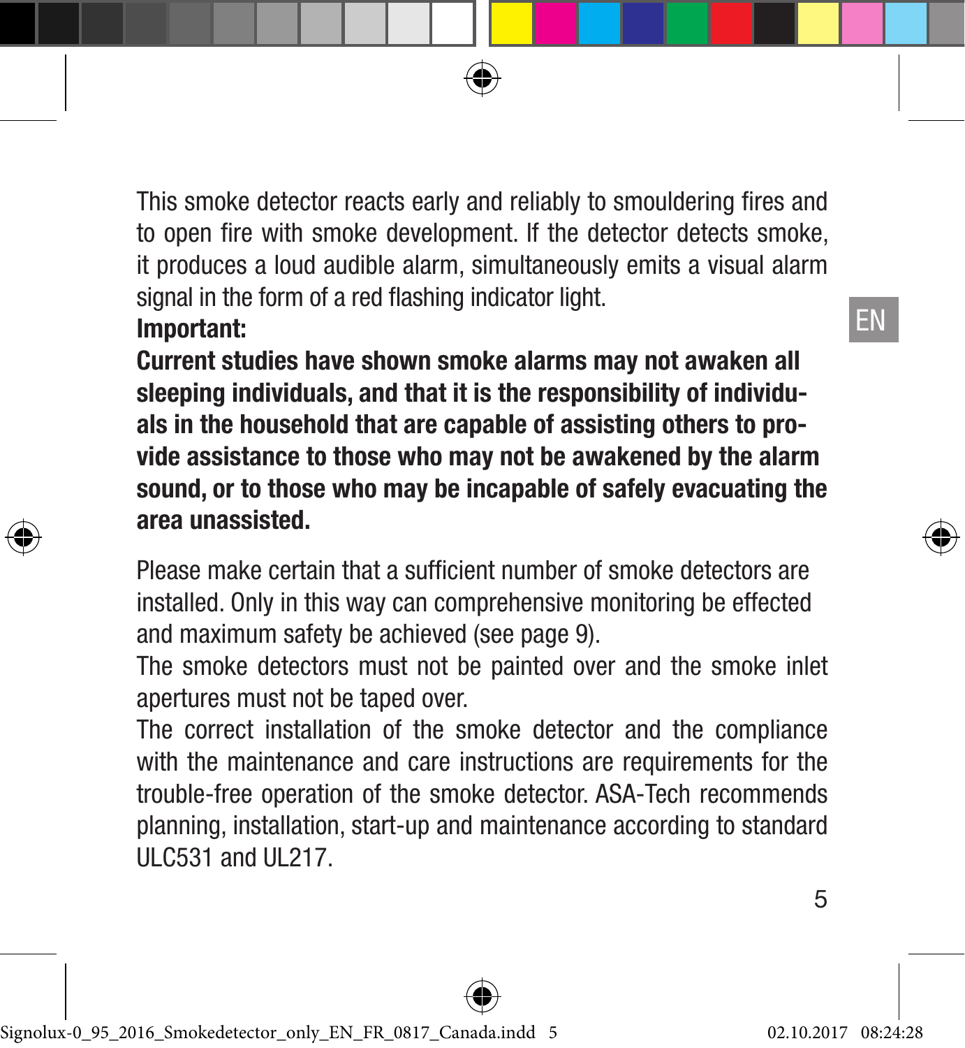This smoke detector reacts early and reliably to smouldering fires and to open fire with smoke development. If the detector detects smoke, it produces a loud audible alarm, simultaneously emits a visual alarm signal in the form of a red flashing indicator light.

**Important:**

**Current studies have shown smoke alarms may not awaken all sleeping individuals, and that it is the responsibility of individuals in the household that are capable of assisting others to provide assistance to those who may not be awakened by the alarm sound, or to those who may be incapable of safely evacuating the area unassisted.**

Please make certain that a sufficient number of smoke detectors are installed. Only in this way can comprehensive monitoring be effected and maximum safety be achieved (see page 9).

The smoke detectors must not be painted over and the smoke inlet apertures must not be taped over.

The correct installation of the smoke detector and the compliance with the maintenance and care instructions are requirements for the trouble-free operation of the smoke detector. ASA-Tech recommends planning, installation, start-up and maintenance according to standard ULC531 and UL217.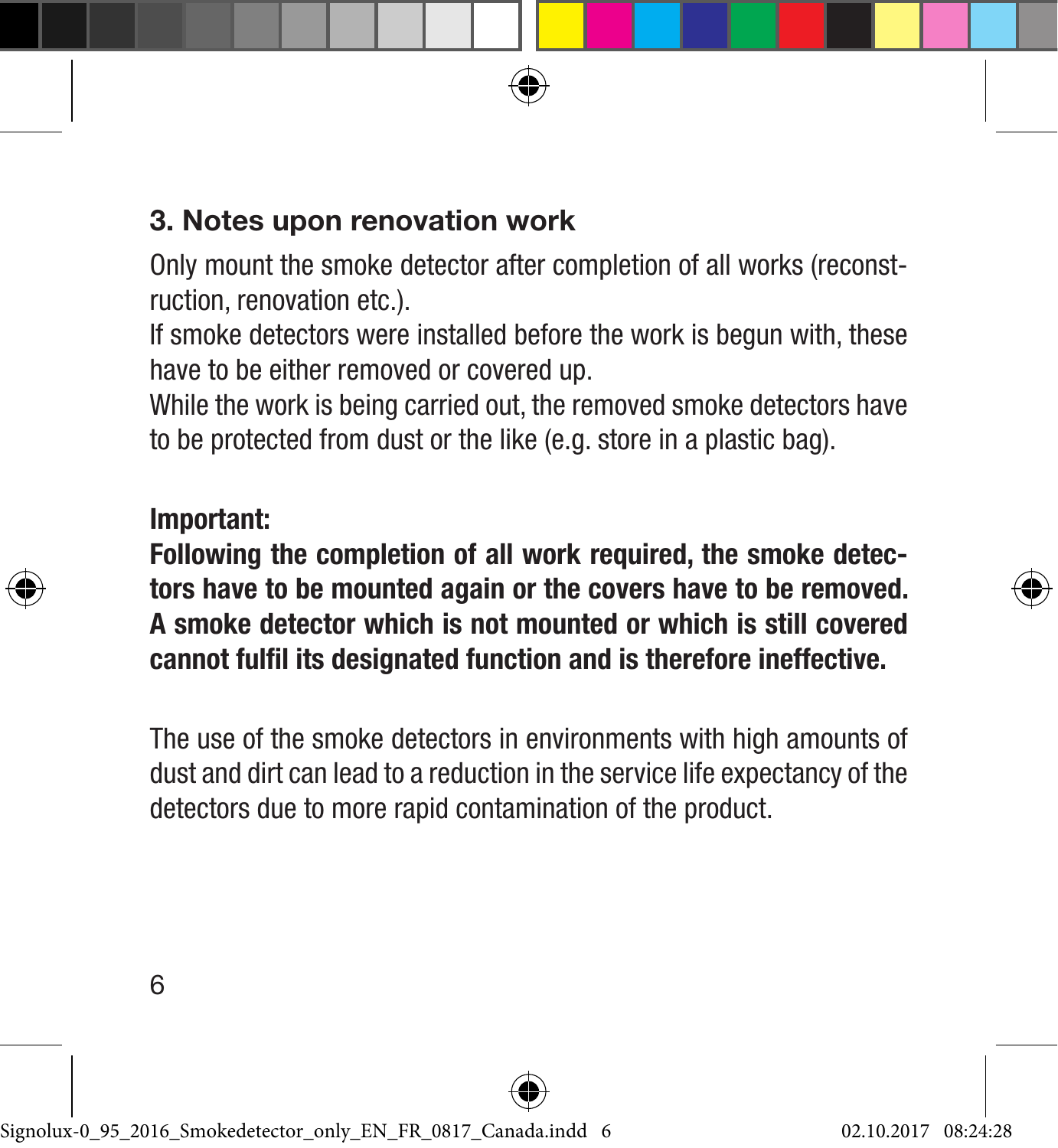## 3. Notes upon renovation work

Only mount the smoke detector after completion of all works (reconstruction, renovation etc.).
If smoke detectors were installed before the work is begun with, these have to be either removed or covered up.
While the work is being carried out, the removed smoke detectors have to be protected from dust or the like (e.g. store in a plastic bag).

**Important:**
**Following the completion of all work required, the smoke detectors have to be mounted again or the covers have to be removed. A smoke detector which is not mounted or which is still covered cannot fulfil its designated function and is therefore ineffective.**

The use of the smoke detectors in environments with high amounts of dust and dirt can lead to a reduction in the service life expectancy of the detectors due to more rapid contamination of the product.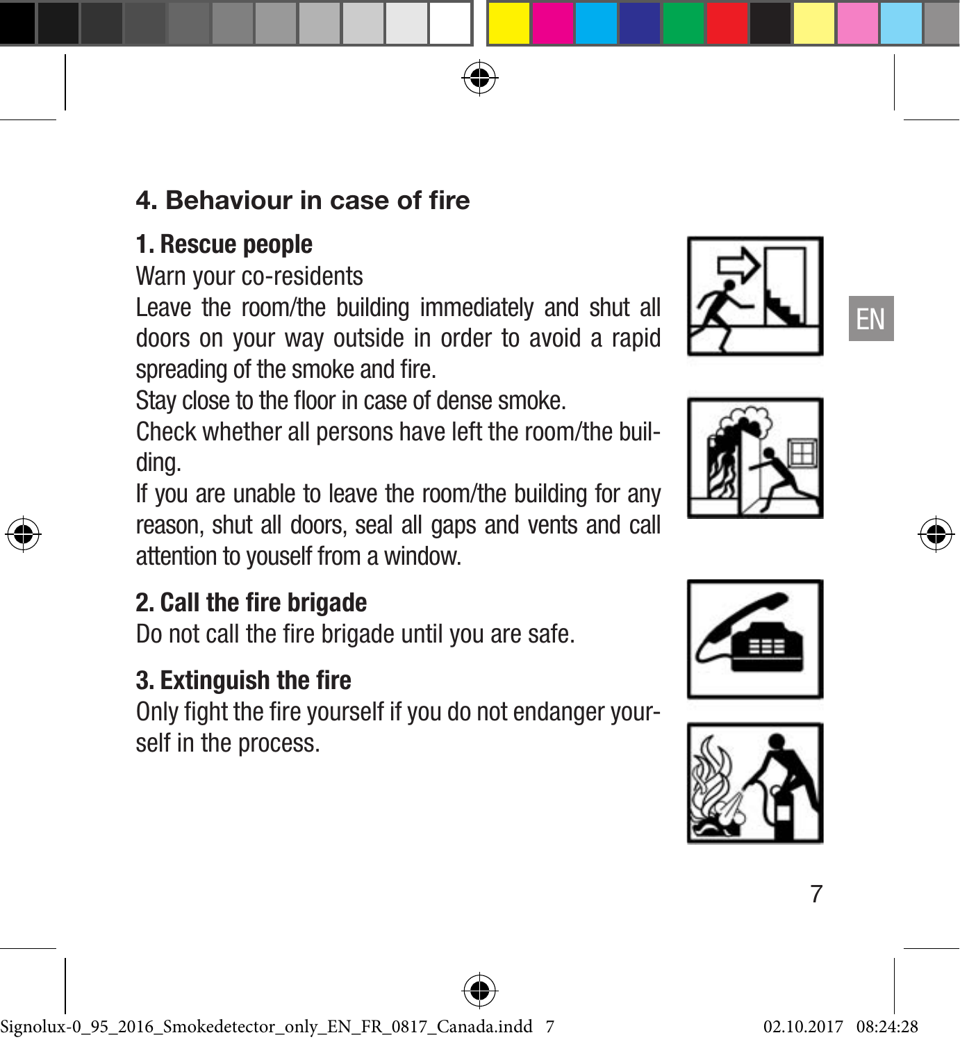## 4. Behaviour in case of fire

### 1. Rescue people

Warn your co-residents

Leave the room/the building immediately and shut all doors on your way outside in order to avoid a rapid spreading of the smoke and fire.

Stay close to the floor in case of dense smoke.

Check whether all persons have left the room/the building.

If you are unable to leave the room/the building for any reason, shut all doors, seal all gaps and vents and call attention to youself from a window.

### 2. Call the fire brigade

Do not call the fire brigade until you are safe.

### 3. Extinguish the fire

Only fight the fire yourself if you do not endanger yourself in the process.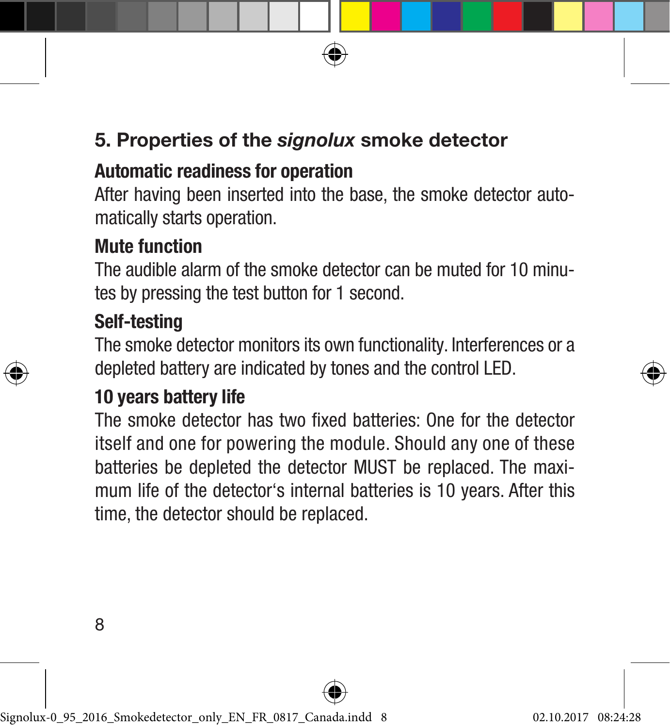## 5. Properties of the *signolux* smoke detector

### Automatic readiness for operation

After having been inserted into the base, the smoke detector automatically starts operation.

### Mute function

The audible alarm of the smoke detector can be muted for 10 minutes by pressing the test button for 1 second.

### Self-testing

The smoke detector monitors its own functionality. Interferences or a depleted battery are indicated by tones and the control LED.

### 10 years battery life

The smoke detector has two fixed batteries: One for the detector itself and one for powering the module. Should any one of these batteries be depleted the detector MUST be replaced. The maximum life of the detector‘s internal batteries is 10 years. After this time, the detector should be replaced.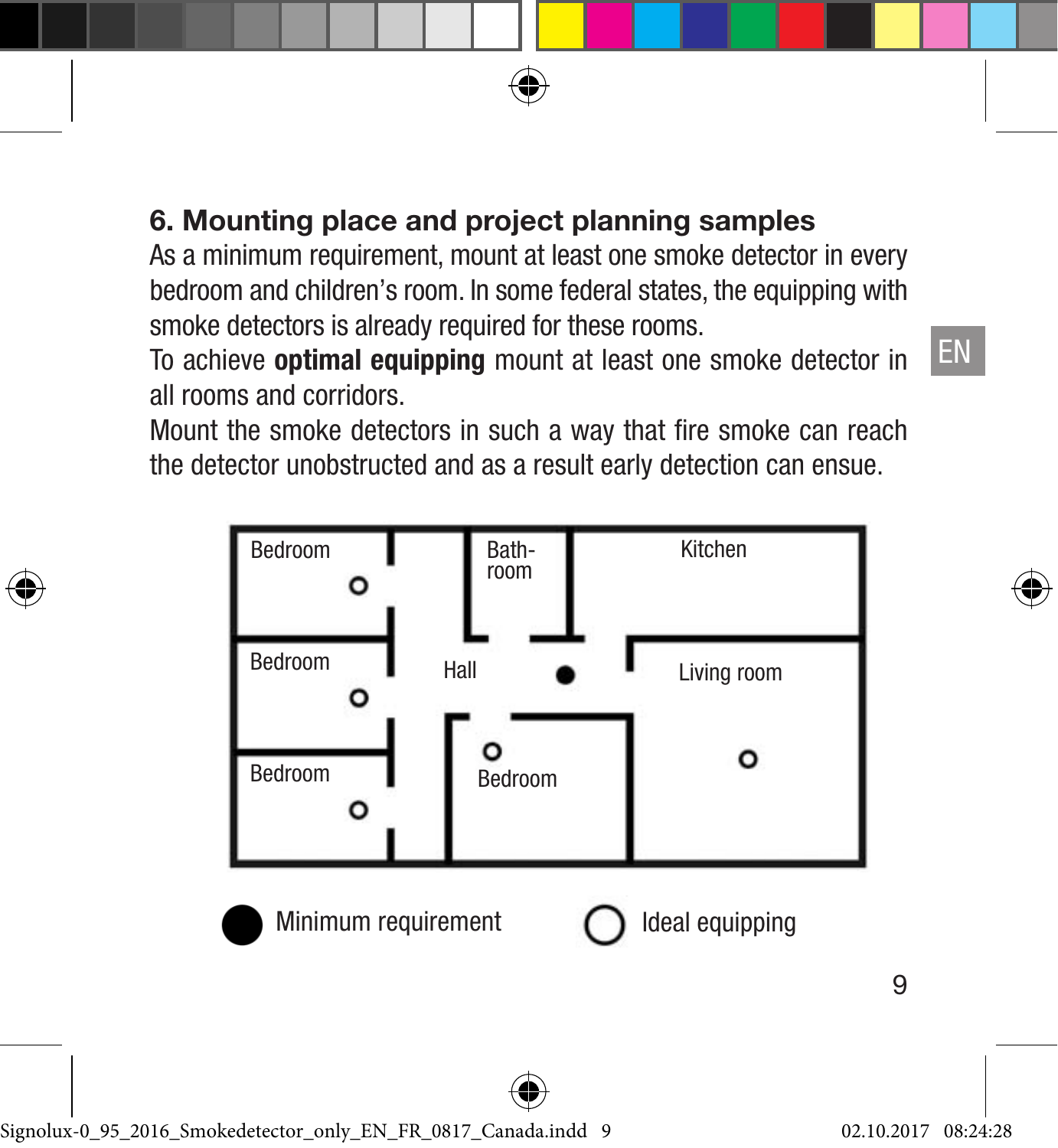## 6. Mounting place and project planning samples

As a minimum requirement, mount at least one smoke detector in every bedroom and children's room. In some federal states, the equipping with smoke detectors is already required for these rooms.

To achieve **optimal equipping** mount at least one smoke detector in all rooms and corridors.

Mount the smoke detectors in such a way that fire smoke can reach the detector unobstructed and as a result early detection can ensue.

Bedroom
Bath-room
Kitchen
Bedroom
Hall
Living room
Bedroom
Bedroom

● Minimum requirement ○ Ideal equipping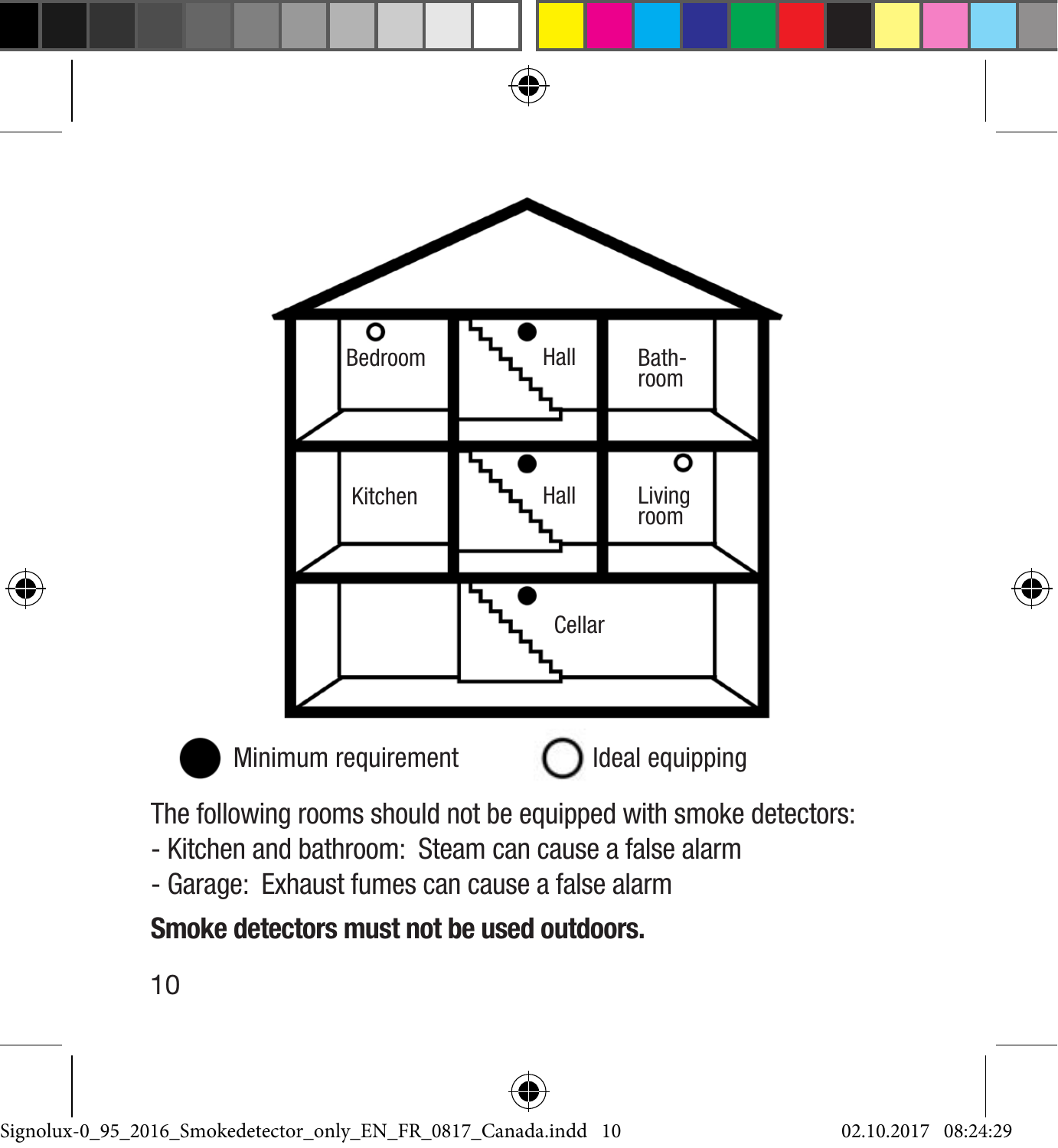Bedroom

Hall

Bath-
room

Kitchen

Hall

Living
room

Cellar

● Minimum requirement ○ Ideal equipping

The following rooms should not be equipped with smoke detectors:
- Kitchen and bathroom: Steam can cause a false alarm
- Garage: Exhaust fumes can cause a false alarm

**Smoke detectors must not be used outdoors.**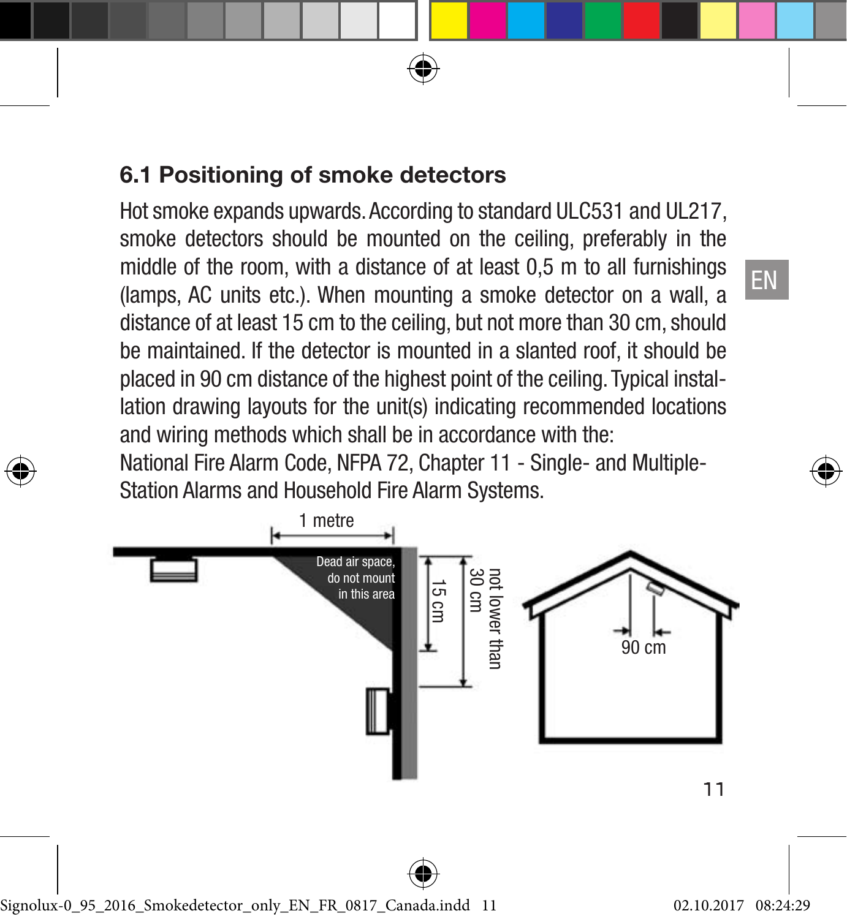## 6.1 Positioning of smoke detectors

Hot smoke expands upwards. According to standard ULC531 and UL217, smoke detectors should be mounted on the ceiling, preferably in the middle of the room, with a distance of at least 0,5 m to all furnishings (lamps, AC units etc.). When mounting a smoke detector on a wall, a distance of at least 15 cm to the ceiling, but not more than 30 cm, should be maintained. If the detector is mounted in a slanted roof, it should be placed in 90 cm distance of the highest point of the ceiling. Typical installation drawing layouts for the unit(s) indicating recommended locations and wiring methods which shall be in accordance with the:
National Fire Alarm Code, NFPA 72, Chapter 11 - Single- and Multiple-Station Alarms and Household Fire Alarm Systems.

1 metre

Dead air space, do not mount in this area

15 cm

not lower than 30 cm

90 cm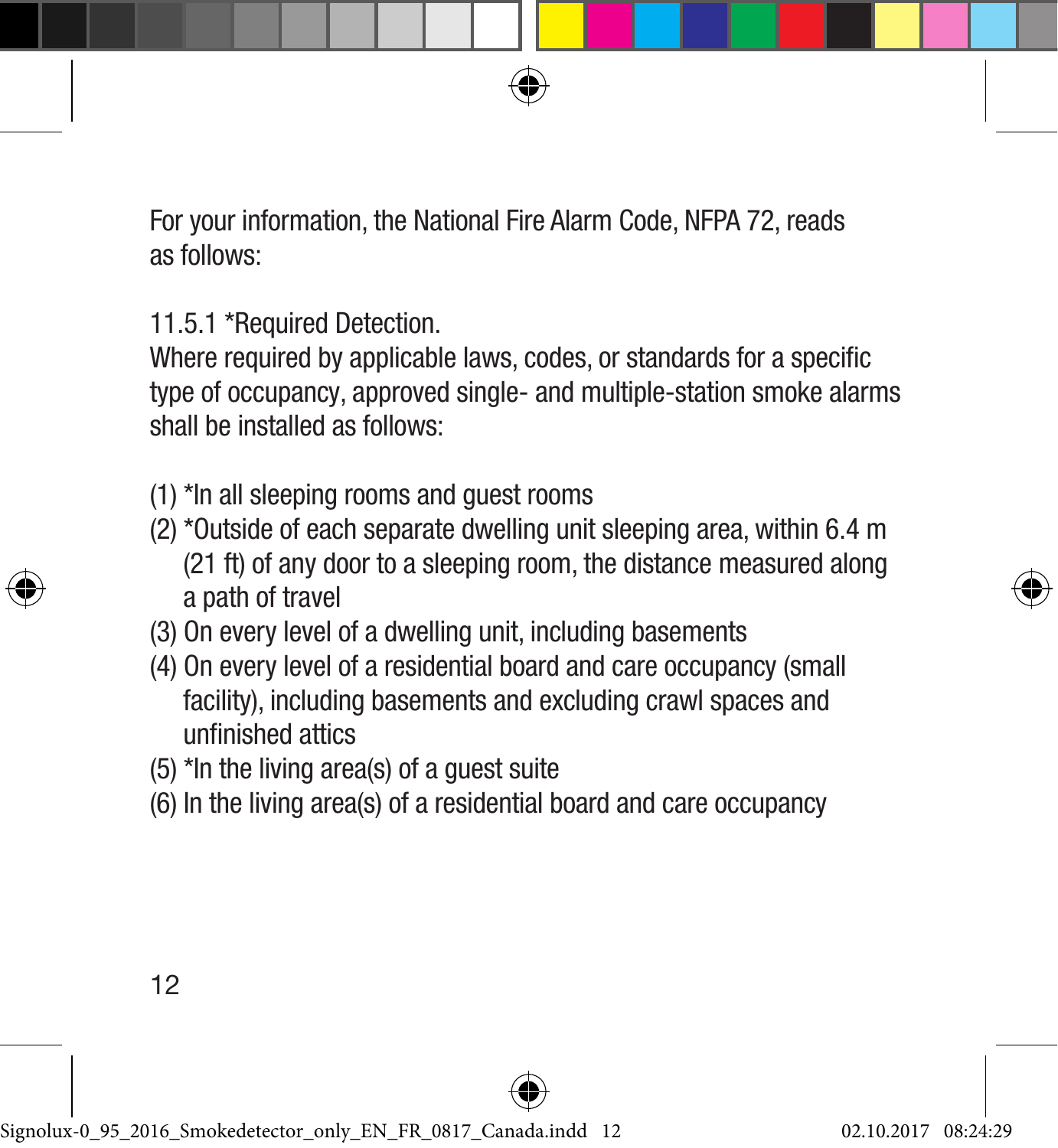For your information, the National Fire Alarm Code, NFPA 72, reads as follows:

11.5.1 *Required Detection.

Where required by applicable laws, codes, or standards for a specific type of occupancy, approved single- and multiple-station smoke alarms shall be installed as follows:

(1) *In all sleeping rooms and guest rooms
(2) *Outside of each separate dwelling unit sleeping area, within 6.4 m (21 ft) of any door to a sleeping room, the distance measured along a path of travel
(3) On every level of a dwelling unit, including basements
(4) On every level of a residential board and care occupancy (small facility), including basements and excluding crawl spaces and unfinished attics
(5) *In the living area(s) of a guest suite
(6) In the living area(s) of a residential board and care occupancy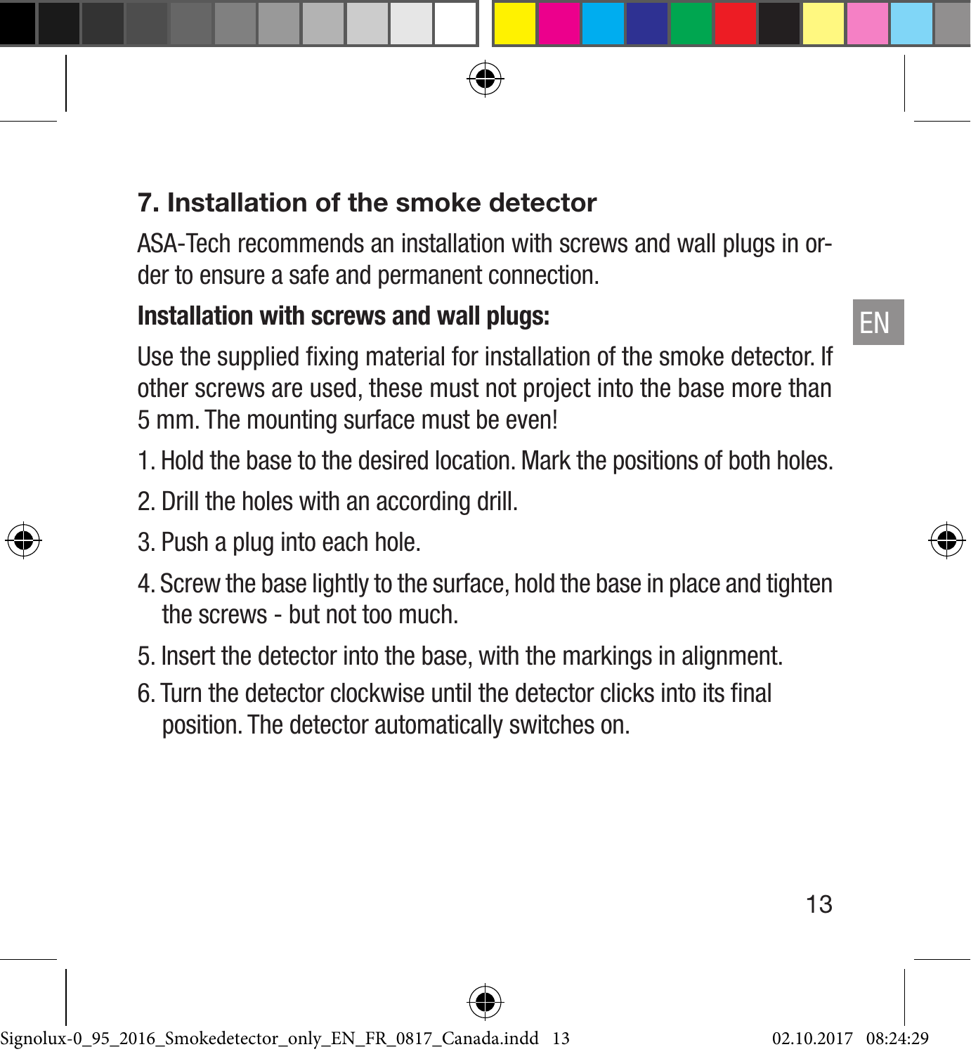## 7. Installation of the smoke detector

ASA-Tech recommends an installation with screws and wall plugs in order to ensure a safe and permanent connection.

**Installation with screws and wall plugs:**

Use the supplied fixing material for installation of the smoke detector. If other screws are used, these must not project into the base more than 5 mm. The mounting surface must be even!

1. Hold the base to the desired location. Mark the positions of both holes.
2. Drill the holes with an according drill.
3. Push a plug into each hole.
4. Screw the base lightly to the surface, hold the base in place and tighten the screws - but not too much.
5. Insert the detector into the base, with the markings in alignment.
6. Turn the detector clockwise until the detector clicks into its final position. The detector automatically switches on.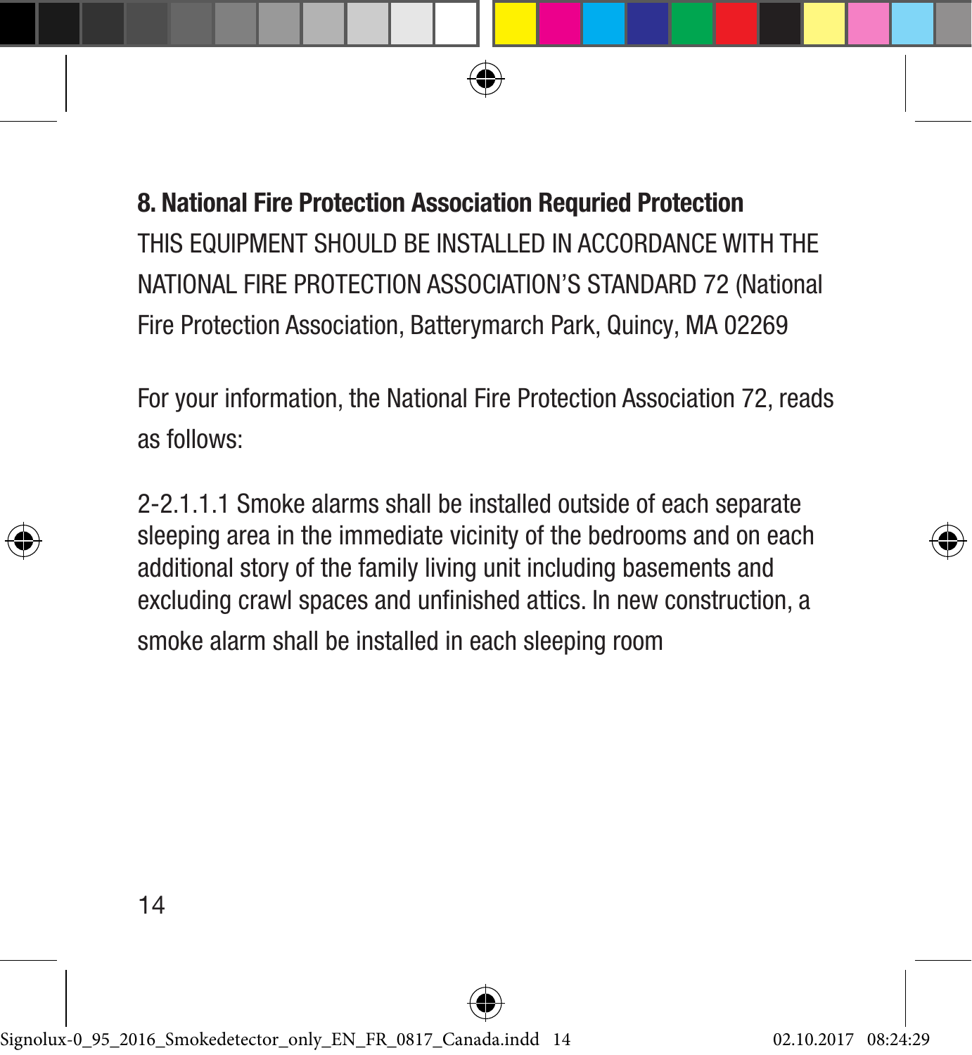## 8. National Fire Protection Association Requried Protection

THIS EQUIPMENT SHOULD BE INSTALLED IN ACCORDANCE WITH THE NATIONAL FIRE PROTECTION ASSOCIATION'S STANDARD 72 (National Fire Protection Association, Batterymarch Park, Quincy, MA 02269

For your information, the National Fire Protection Association 72, reads as follows:

2-2.1.1.1 Smoke alarms shall be installed outside of each separate sleeping area in the immediate vicinity of the bedrooms and on each additional story of the family living unit including basements and excluding crawl spaces and unfinished attics. In new construction, a smoke alarm shall be installed in each sleeping room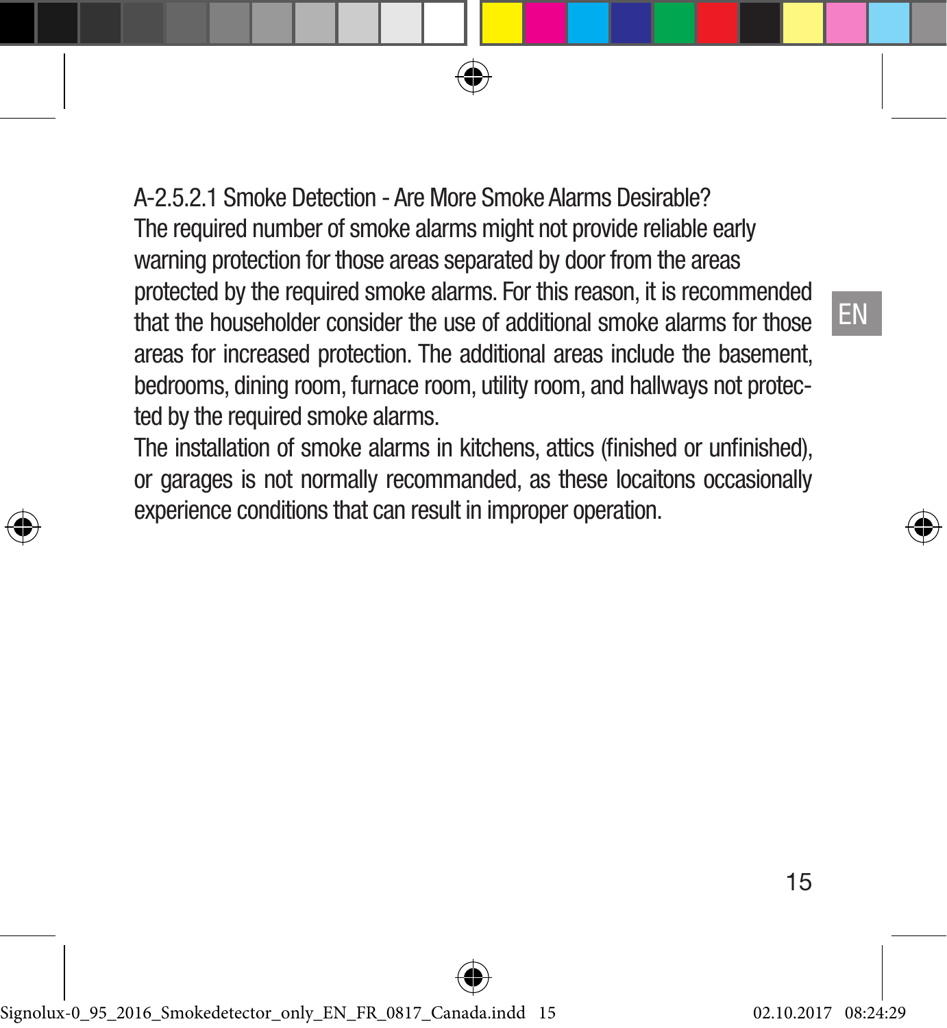A-2.5.2.1 Smoke Detection - Are More Smoke Alarms Desirable?

The required number of smoke alarms might not provide reliable early warning protection for those areas separated by door from the areas protected by the required smoke alarms. For this reason, it is recommended that the householder consider the use of additional smoke alarms for those areas for increased protection. The additional areas include the basement, bedrooms, dining room, furnace room, utility room, and hallways not protected by the required smoke alarms.

The installation of smoke alarms in kitchens, attics (finished or unfinished), or garages is not normally recommanded, as these locaitons occasionally experience conditions that can result in improper operation.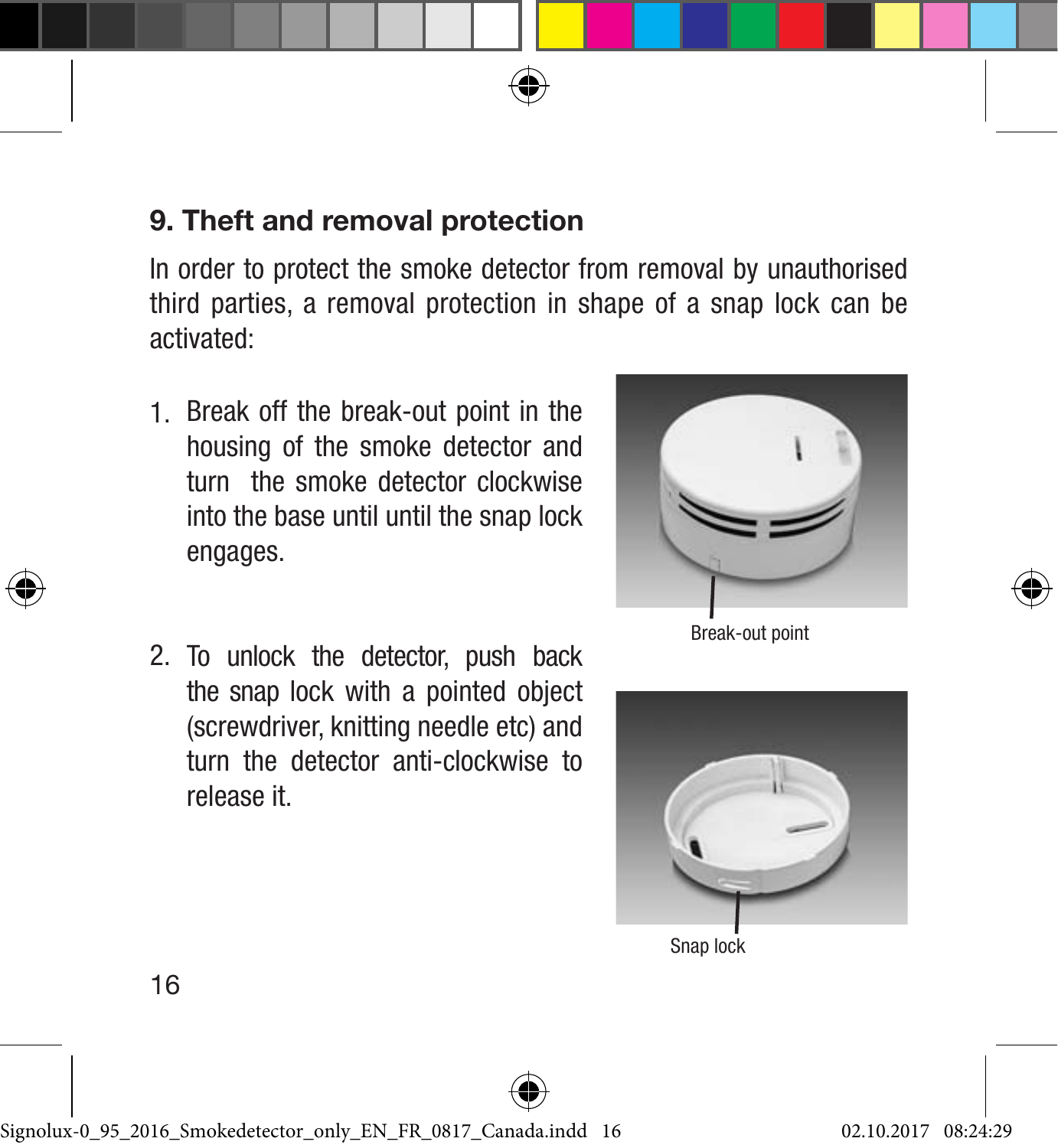## 9. Theft and removal protection

In order to protect the smoke detector from removal by unauthorised third parties, a removal protection in shape of a snap lock can be activated:

1. Break off the break-out point in the housing of the smoke detector and turn the smoke detector clockwise into the base until until the snap lock engages.

2. To unlock the detector, push back the snap lock with a pointed object (screwdriver, knitting needle etc) and turn the detector anti-clockwise to release it.

Break-out point

Snap lock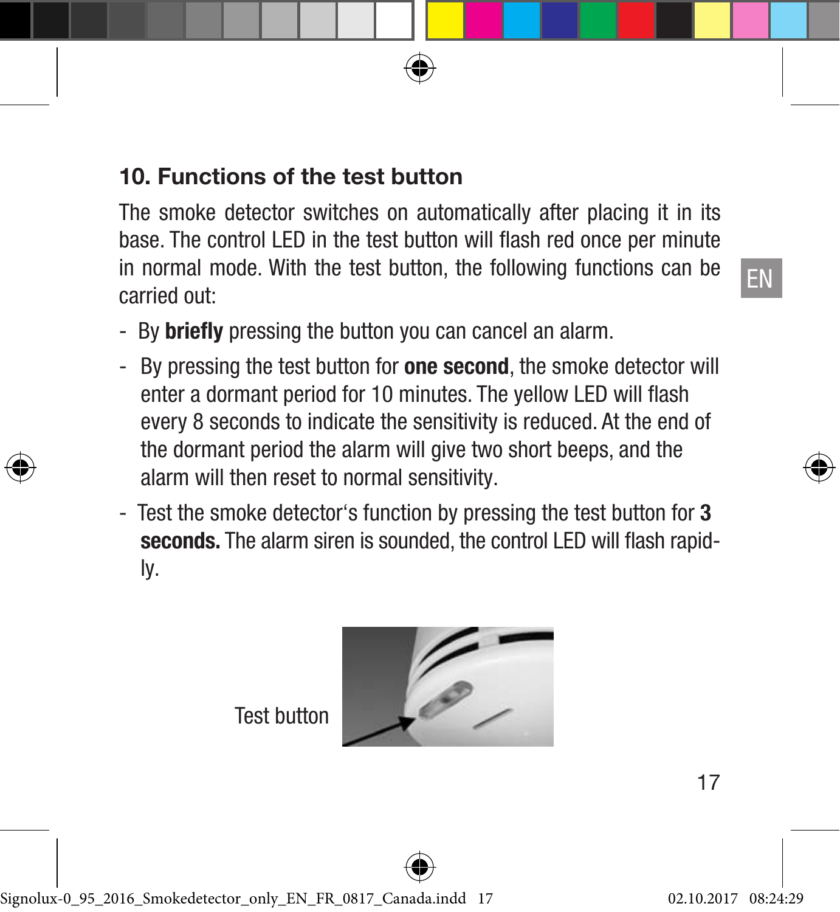## 10. Functions of the test button

The smoke detector switches on automatically after placing it in its base. The control LED in the test button will flash red once per minute in normal mode. With the test button, the following functions can be carried out:

- By **briefly** pressing the button you can cancel an alarm.
- By pressing the test button for **one second**, the smoke detector will enter a dormant period for 10 minutes. The yellow LED will flash every 8 seconds to indicate the sensitivity is reduced. At the end of the dormant period the alarm will give two short beeps, and the alarm will then reset to normal sensitivity.
- Test the smoke detector's function by pressing the test button for **3 seconds.** The alarm siren is sounded, the control LED will flash rapidly.

Test button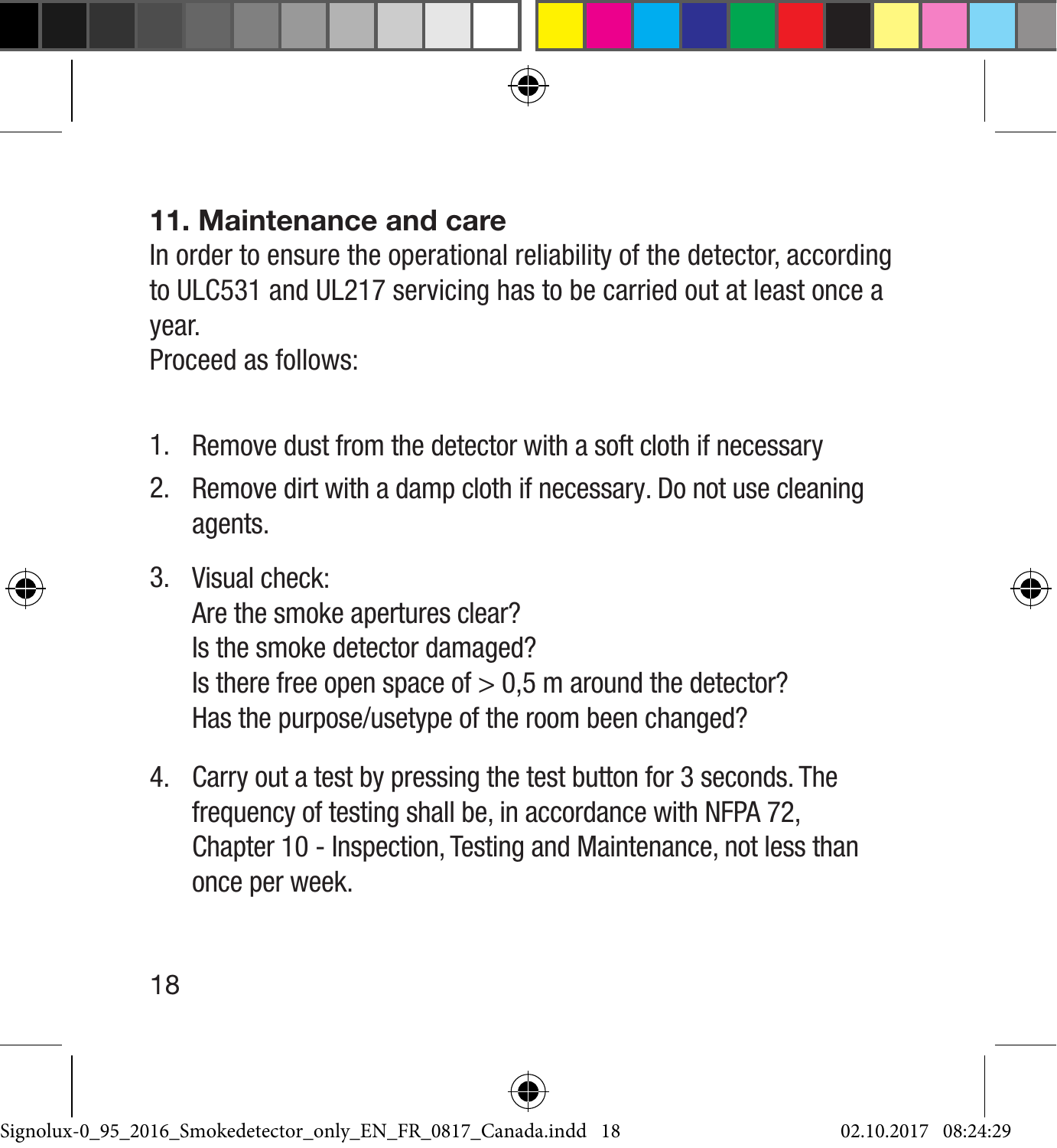## 11. Maintenance and care

In order to ensure the operational reliability of the detector, according to ULC531 and UL217 servicing has to be carried out at least once a year.
Proceed as follows:

1. Remove dust from the detector with a soft cloth if necessary
2. Remove dirt with a damp cloth if necessary. Do not use cleaning agents.
3. Visual check:
   Are the smoke apertures clear?
   Is the smoke detector damaged?
   Is there free open space of > 0,5 m around the detector?
   Has the purpose/usetype of the room been changed?
4. Carry out a test by pressing the test button for 3 seconds. The frequency of testing shall be, in accordance with NFPA 72, Chapter 10 - Inspection, Testing and Maintenance, not less than once per week.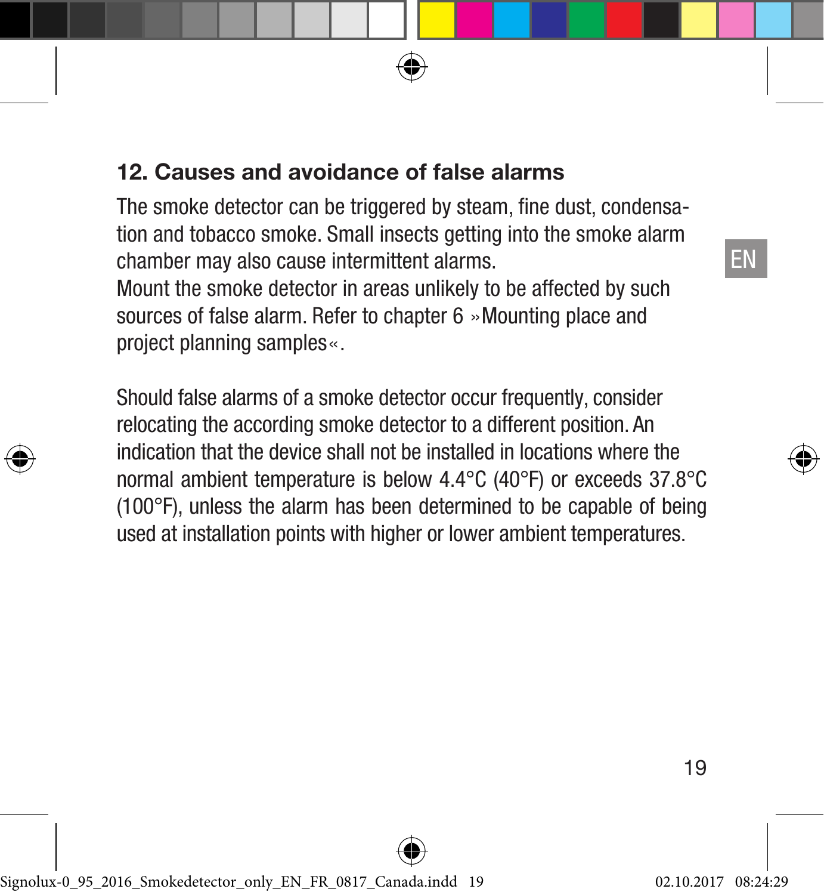## 12. Causes and avoidance of false alarms

The smoke detector can be triggered by steam, fine dust, condensation and tobacco smoke. Small insects getting into the smoke alarm chamber may also cause intermittent alarms.
Mount the smoke detector in areas unlikely to be affected by such sources of false alarm. Refer to chapter 6 »Mounting place and project planning samples«.

Should false alarms of a smoke detector occur frequently, consider relocating the according smoke detector to a different position. An indication that the device shall not be installed in locations where the normal ambient temperature is below 4.4°C (40°F) or exceeds 37.8°C (100°F), unless the alarm has been determined to be capable of being used at installation points with higher or lower ambient temperatures.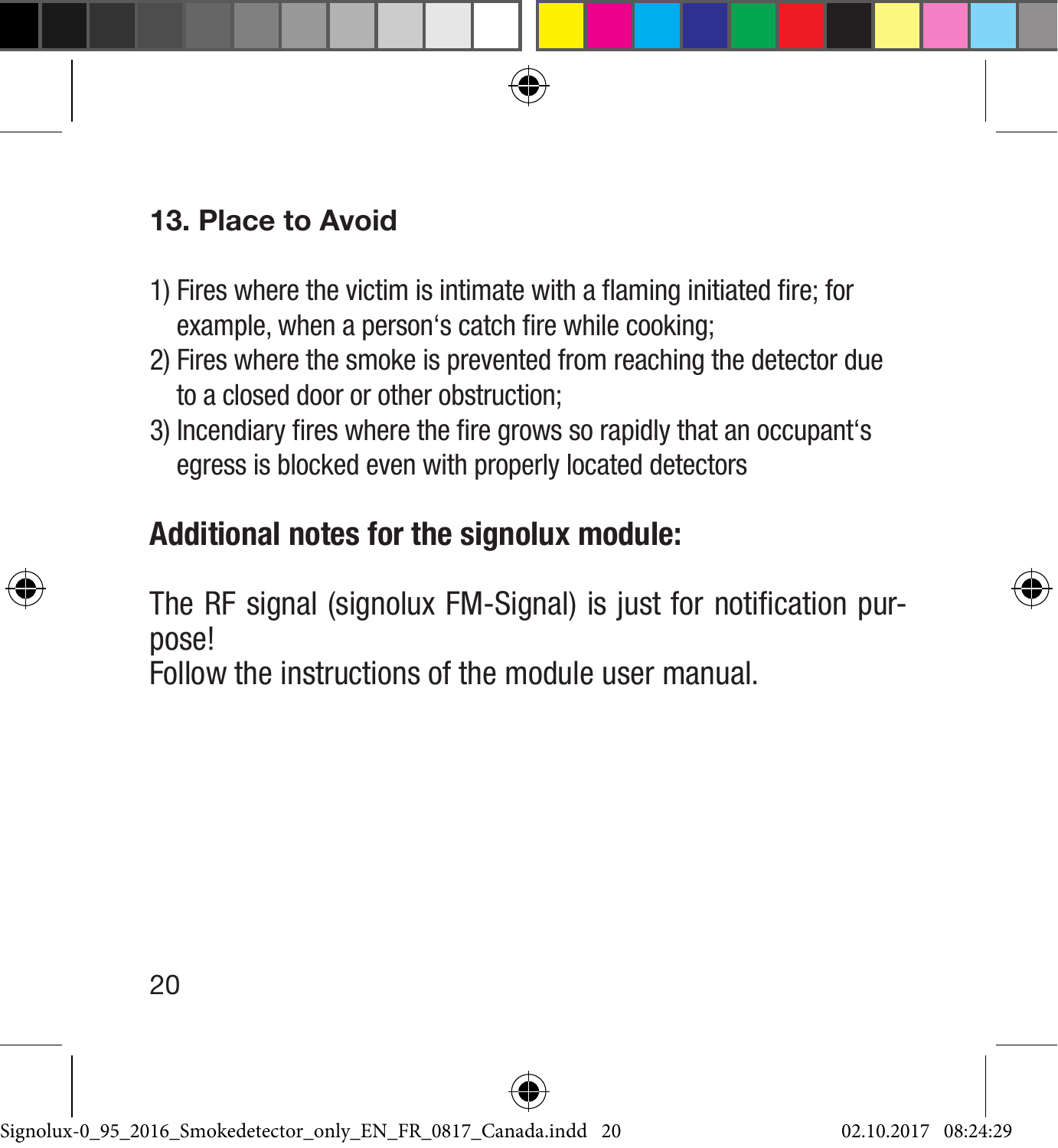## 13. Place to Avoid

1) Fires where the victim is intimate with a flaming initiated fire; for example, when a person‘s catch fire while cooking;
2) Fires where the smoke is prevented from reaching the detector due to a closed door or other obstruction;
3) Incendiary fires where the fire grows so rapidly that an occupant‘s egress is blocked even with properly located detectors

## Additional notes for the signolux module:

The RF signal (signolux FM-Signal) is just for notification purpose!
Follow the instructions of the module user manual.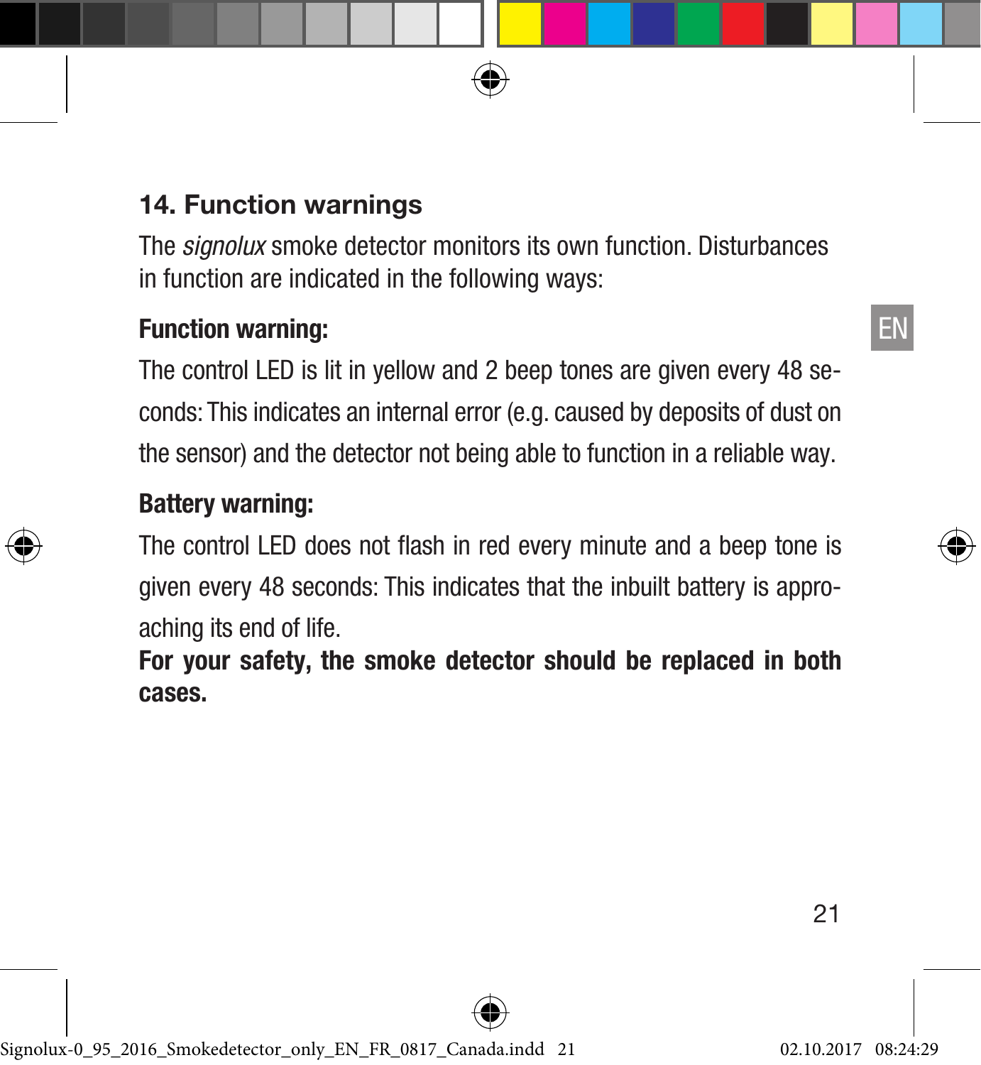## 14. Function warnings

The *signolux* smoke detector monitors its own function. Disturbances in function are indicated in the following ways:

**Function warning:**

The control LED is lit in yellow and 2 beep tones are given every 48 seconds: This indicates an internal error (e.g. caused by deposits of dust on the sensor) and the detector not being able to function in a reliable way.

**Battery warning:**

The control LED does not flash in red every minute and a beep tone is given every 48 seconds: This indicates that the inbuilt battery is approaching its end of life.

**For your safety, the smoke detector should be replaced in both cases.**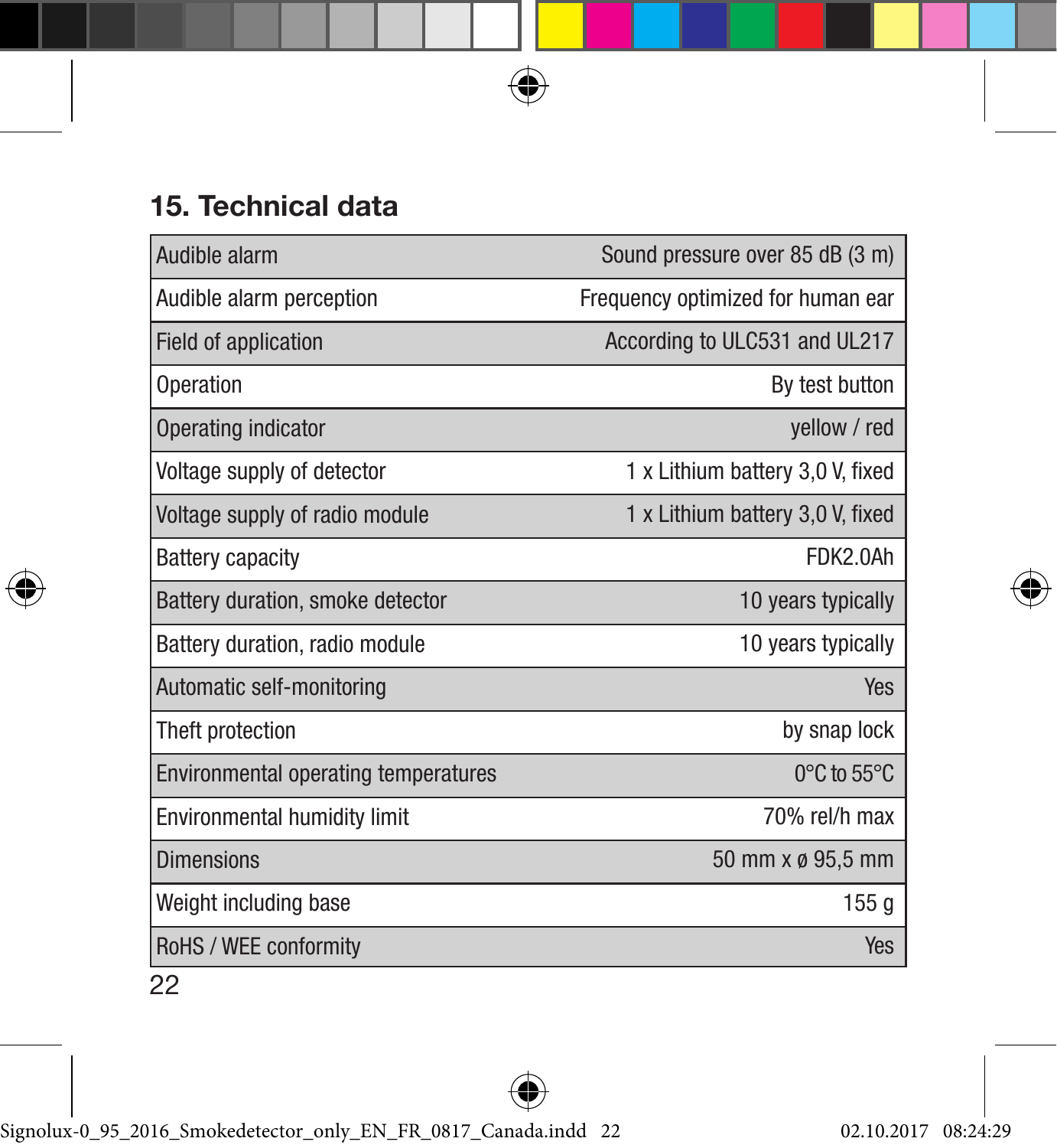## 15. Technical data

| | |
|---|---|
| Audible alarm | Sound pressure over 85 dB (3 m) |
| Audible alarm perception | Frequency optimized for human ear |
| Field of application | According to ULC531 and UL217 |
| Operation | By test button |
| Operating indicator | yellow / red |
| Voltage supply of detector | 1 x Lithium battery 3,0 V, fixed |
| Voltage supply of radio module | 1 x Lithium battery 3,0 V, fixed |
| Battery capacity | FDK2.0Ah |
| Battery duration, smoke detector | 10 years typically |
| Battery duration, radio module | 10 years typically |
| Automatic self-monitoring | Yes |
| Theft protection | by snap lock |
| Environmental operating temperatures | 0°C to 55°C |
| Environmental humidity limit | 70% rel/h max |
| Dimensions | 50 mm x ø 95,5 mm |
| Weight including base | 155 g |
| RoHS / WEE conformity | Yes |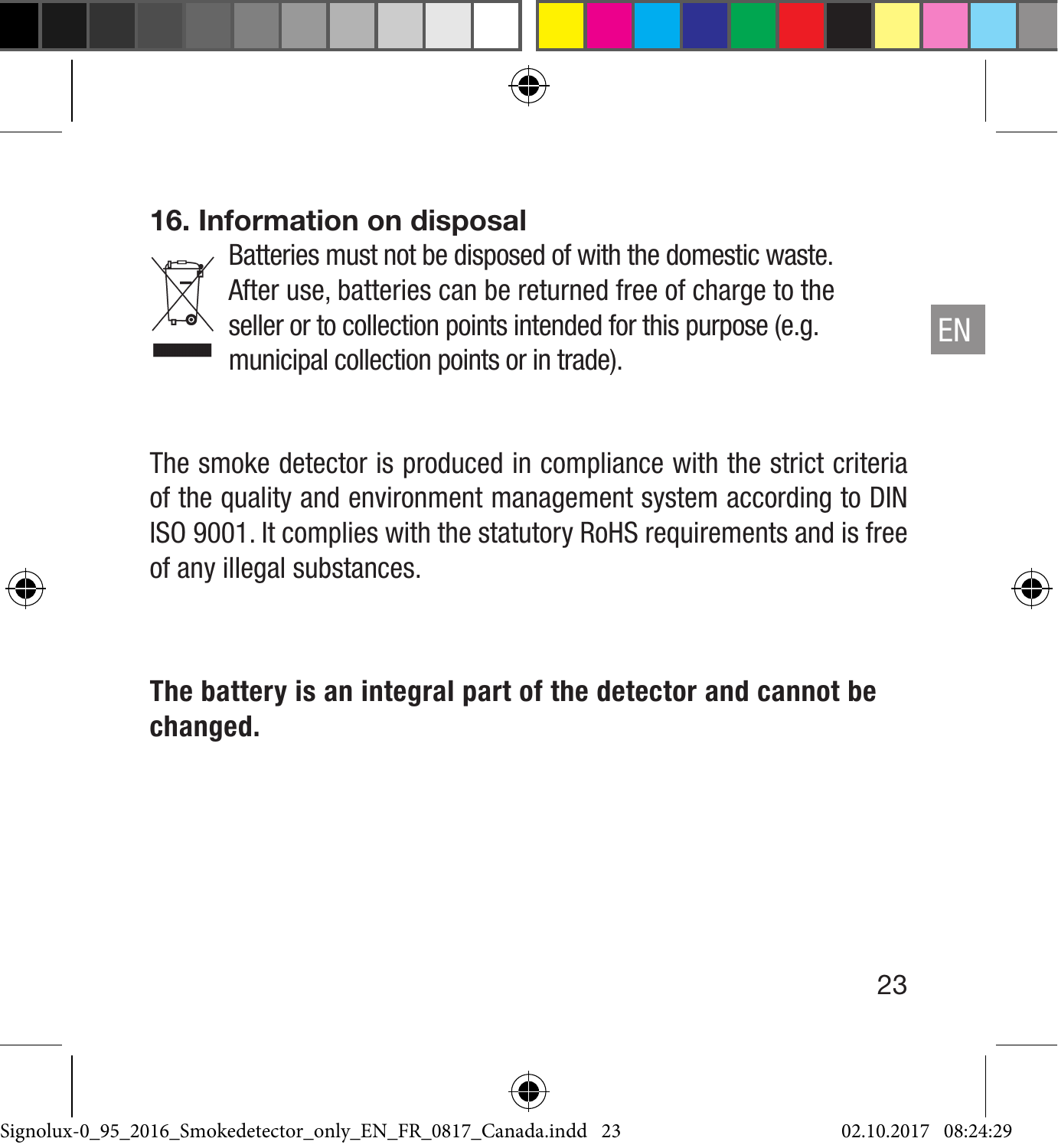## 16. Information on disposal

Batteries must not be disposed of with the domestic waste. After use, batteries can be returned free of charge to the seller or to collection points intended for this purpose (e.g. municipal collection points or in trade).

The smoke detector is produced in compliance with the strict criteria of the quality and environment management system according to DIN ISO 9001. It complies with the statutory RoHS requirements and is free of any illegal substances.

**The battery is an integral part of the detector and cannot be changed.**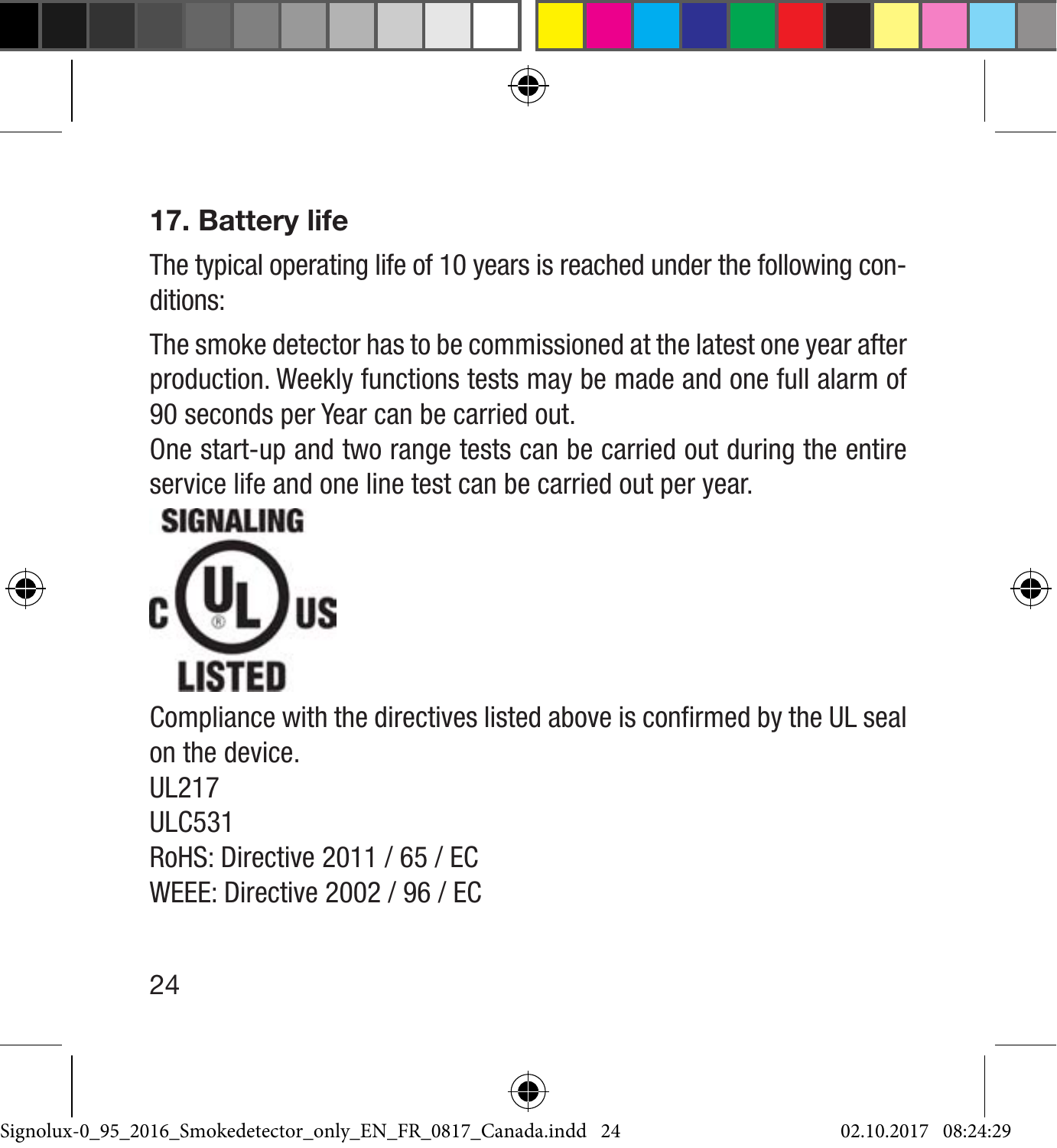## 17. Battery life

The typical operating life of 10 years is reached under the following conditions:

The smoke detector has to be commissioned at the latest one year after production. Weekly functions tests may be made and one full alarm of 90 seconds per Year can be carried out.
One start-up and two range tests can be carried out during the entire service life and one line test can be carried out per year.

SIGNALING
C UL US
LISTED

Compliance with the directives listed above is confirmed by the UL seal on the device.
UL217
ULC531
RoHS: Directive 2011 / 65 / EC
WEEE: Directive 2002 / 96 / EC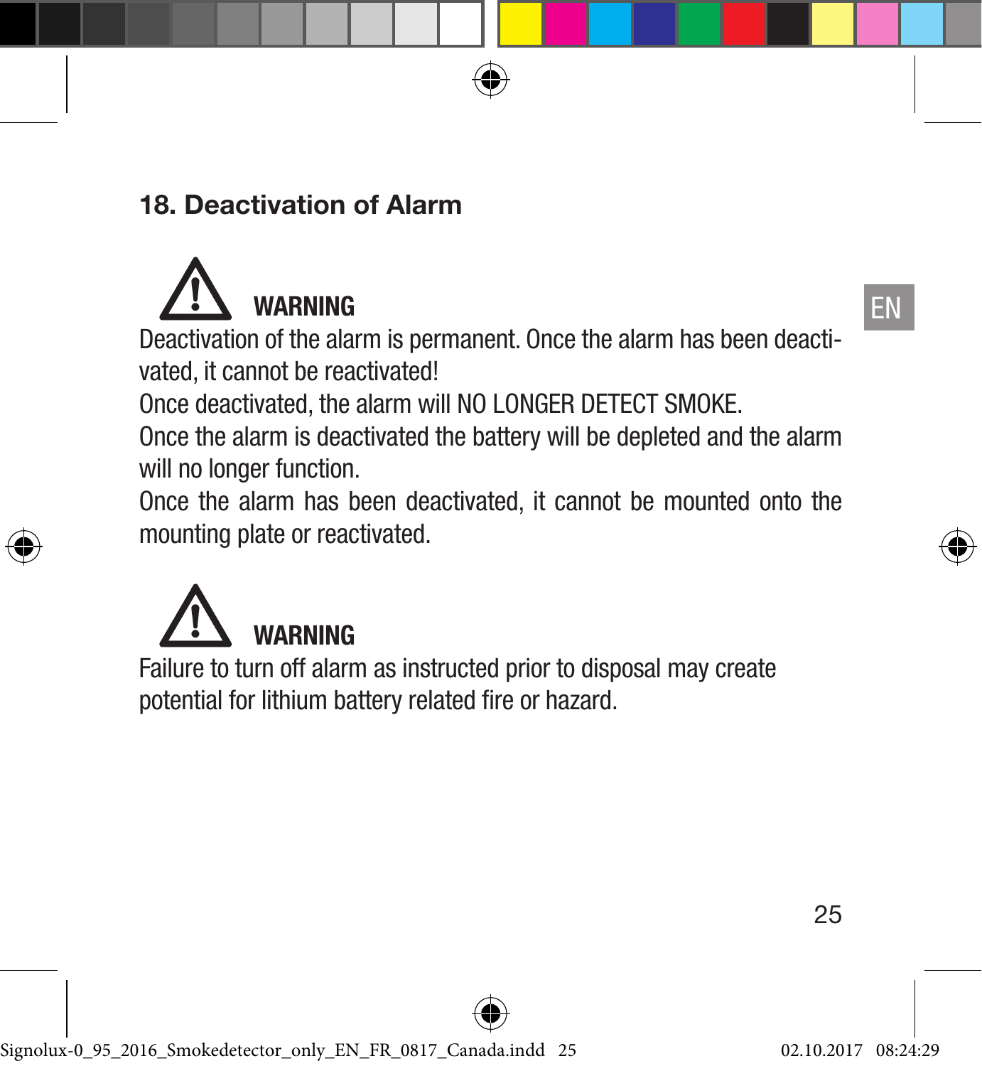## 18. Deactivation of Alarm

**WARNING**

Deactivation of the alarm is permanent. Once the alarm has been deactivated, it cannot be reactivated!
Once deactivated, the alarm will NO LONGER DETECT SMOKE.
Once the alarm is deactivated the battery will be depleted and the alarm will no longer function.
Once the alarm has been deactivated, it cannot be mounted onto the mounting plate or reactivated.

**WARNING**

Failure to turn off alarm as instructed prior to disposal may create potential for lithium battery related fire or hazard.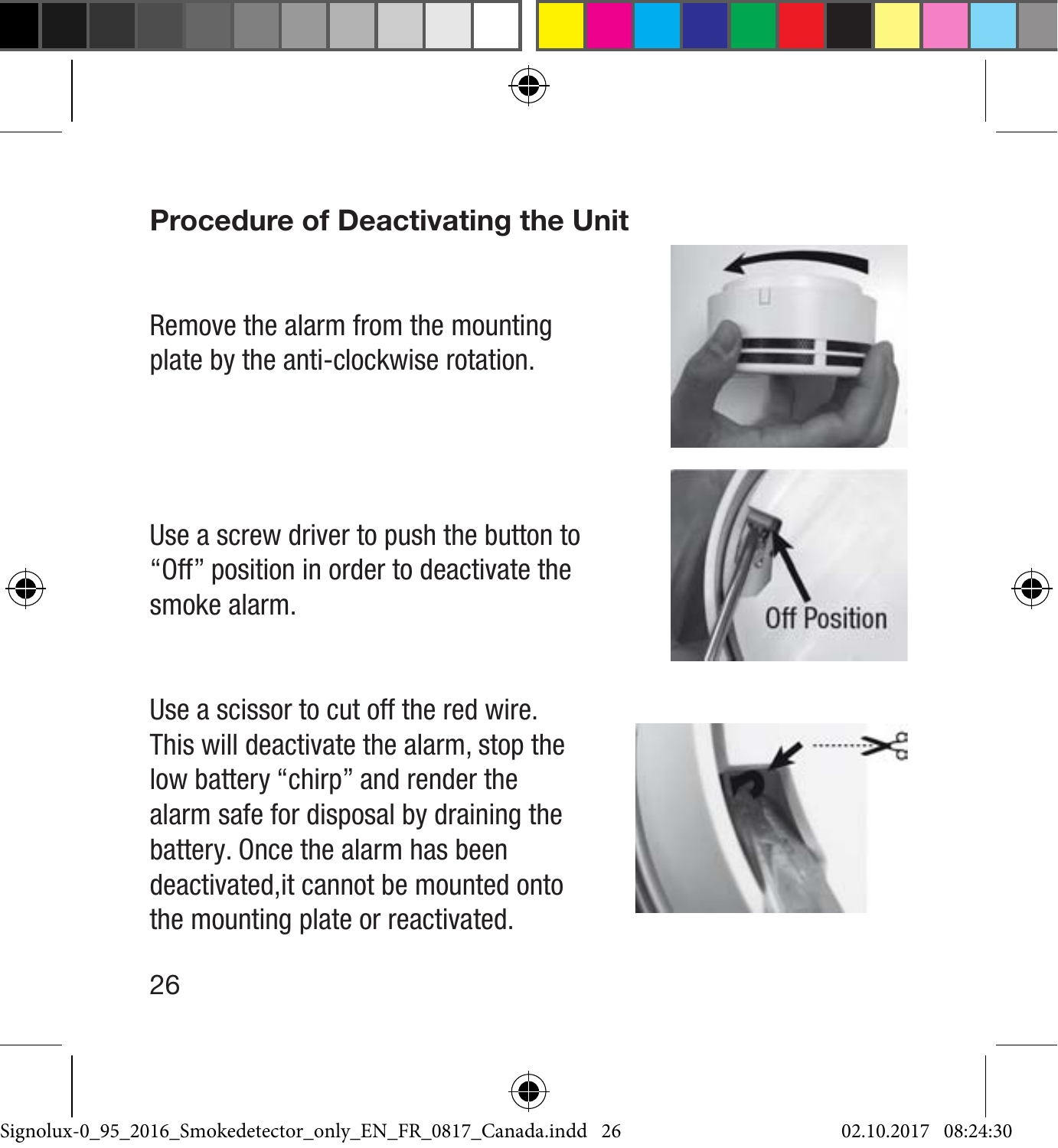## Procedure of Deactivating the Unit

Remove the alarm from the mounting plate by the anti-clockwise rotation.

Use a screw driver to push the button to “Off” position in order to deactivate the smoke alarm.

Use a scissor to cut off the red wire. This will deactivate the alarm, stop the low battery “chirp” and render the alarm safe for disposal by draining the battery. Once the alarm has been deactivated,it cannot be mounted onto the mounting plate or reactivated.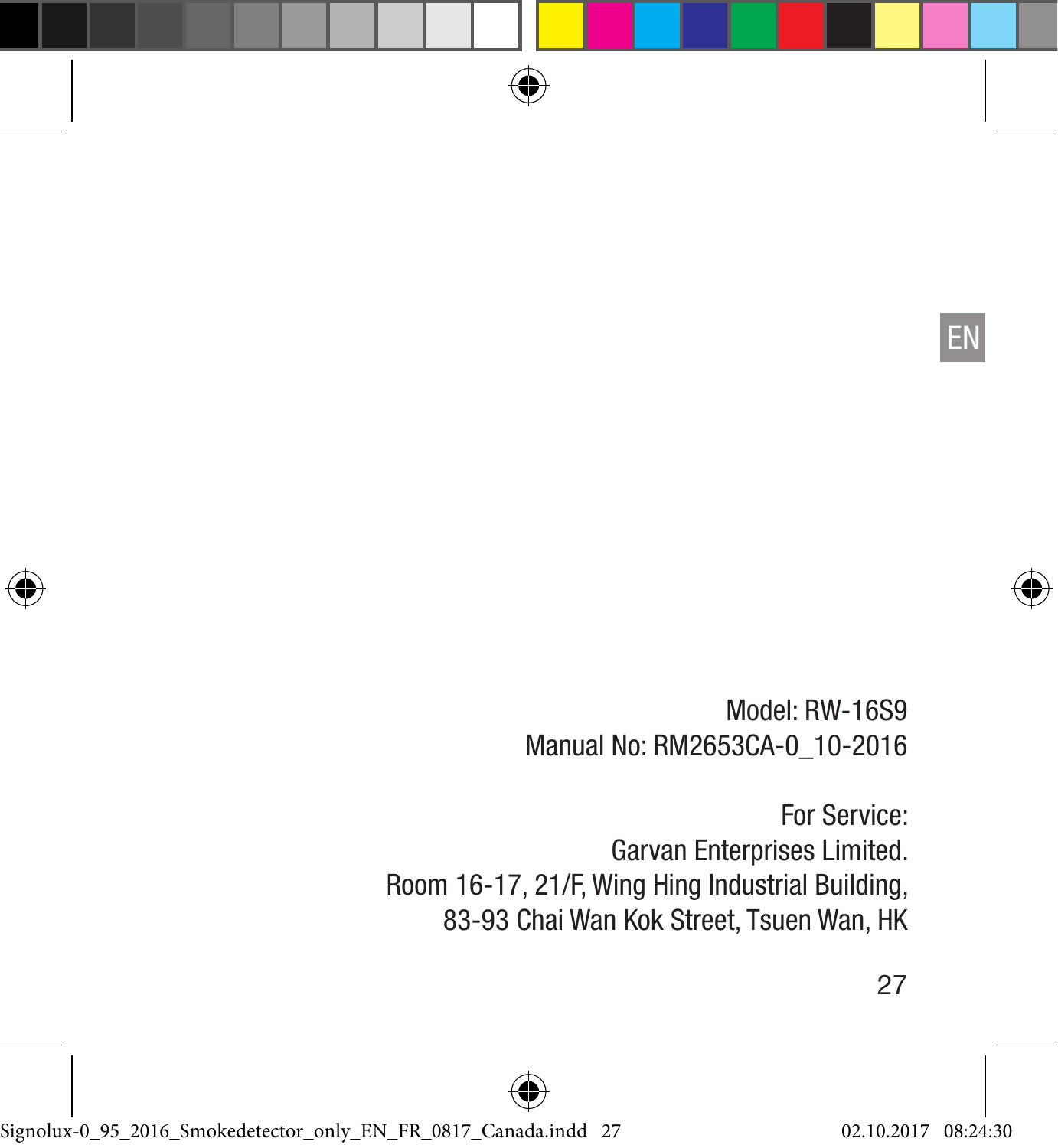Model: RW-16S9
Manual No: RM2653CA-0_10-2016

For Service:
Garvan Enterprises Limited.
Room 16-17, 21/F, Wing Hing Industrial Building,
83-93 Chai Wan Kok Street, Tsuen Wan, HK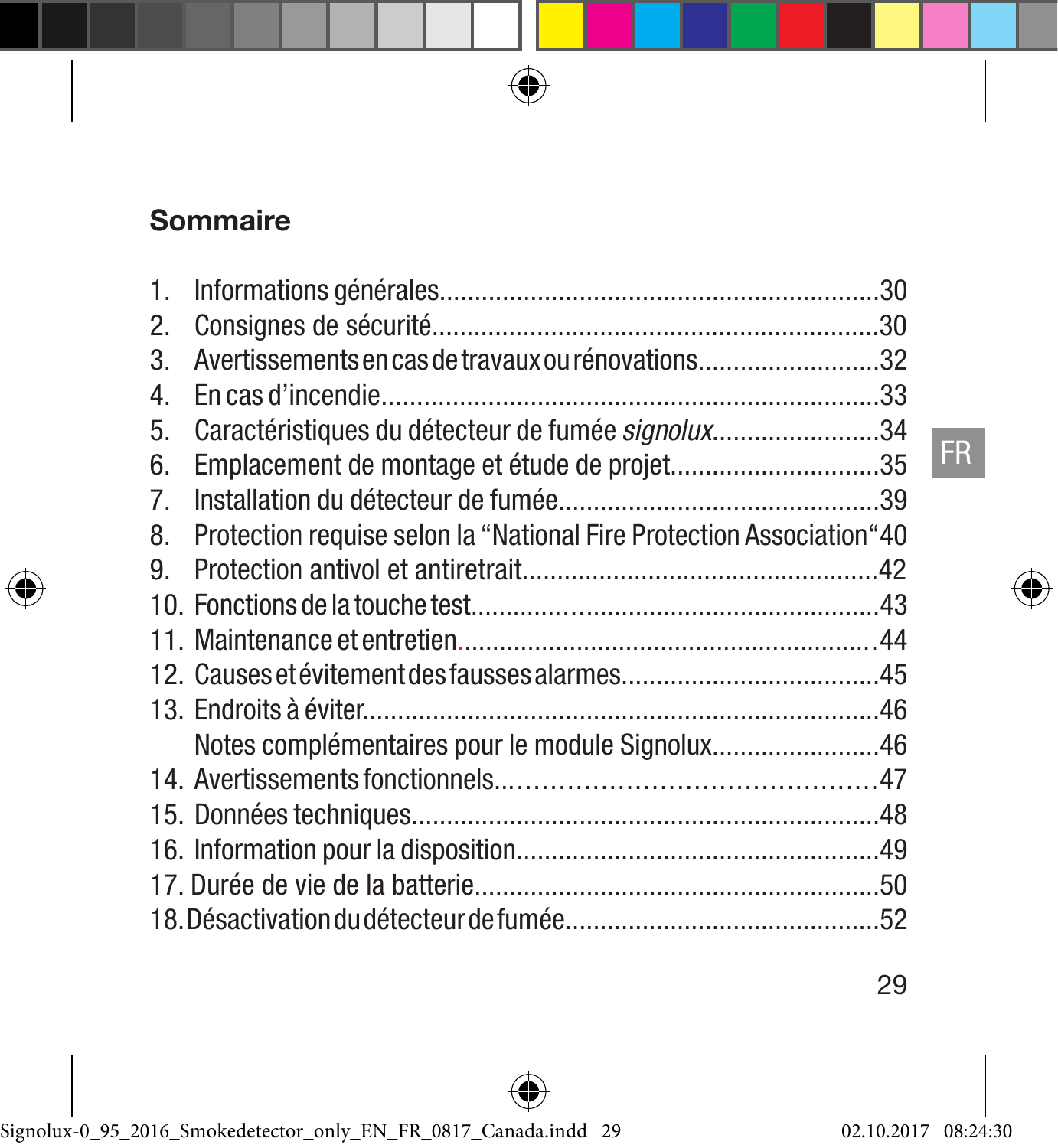## Sommaire

1. Informations générales................................................................30
2. Consignes de sécurité................................................................30
3. Avertissements en cas de travaux ou rénovations..........................32
4. En cas d'incendie........................................................................33
5. Caractéristiques du détecteur de fumée *signolux*........................34
6. Emplacement de montage et étude de projet..............................35
7. Installation du détecteur de fumée...............................................39
8. Protection requise selon la "National Fire Protection Association"40
9. Protection antivol et antiretrait...................................................42
10. Fonctions de la touche test........................................................43
11. Maintenance et entretien............................................................44
12. Causes et évitement des fausses alarmes.....................................45
13. Endroits à éviter.........................................................................46
    Notes complémentaires pour le module Signolux........................46
14. Avertissements fonctionnels.......................................................47
15. Données techniques...................................................................48
16. Information pour la disposition....................................................49
17. Durée de vie de la batterie..........................................................50
18. Désactivation du détecteur de fumée...........................................52

FR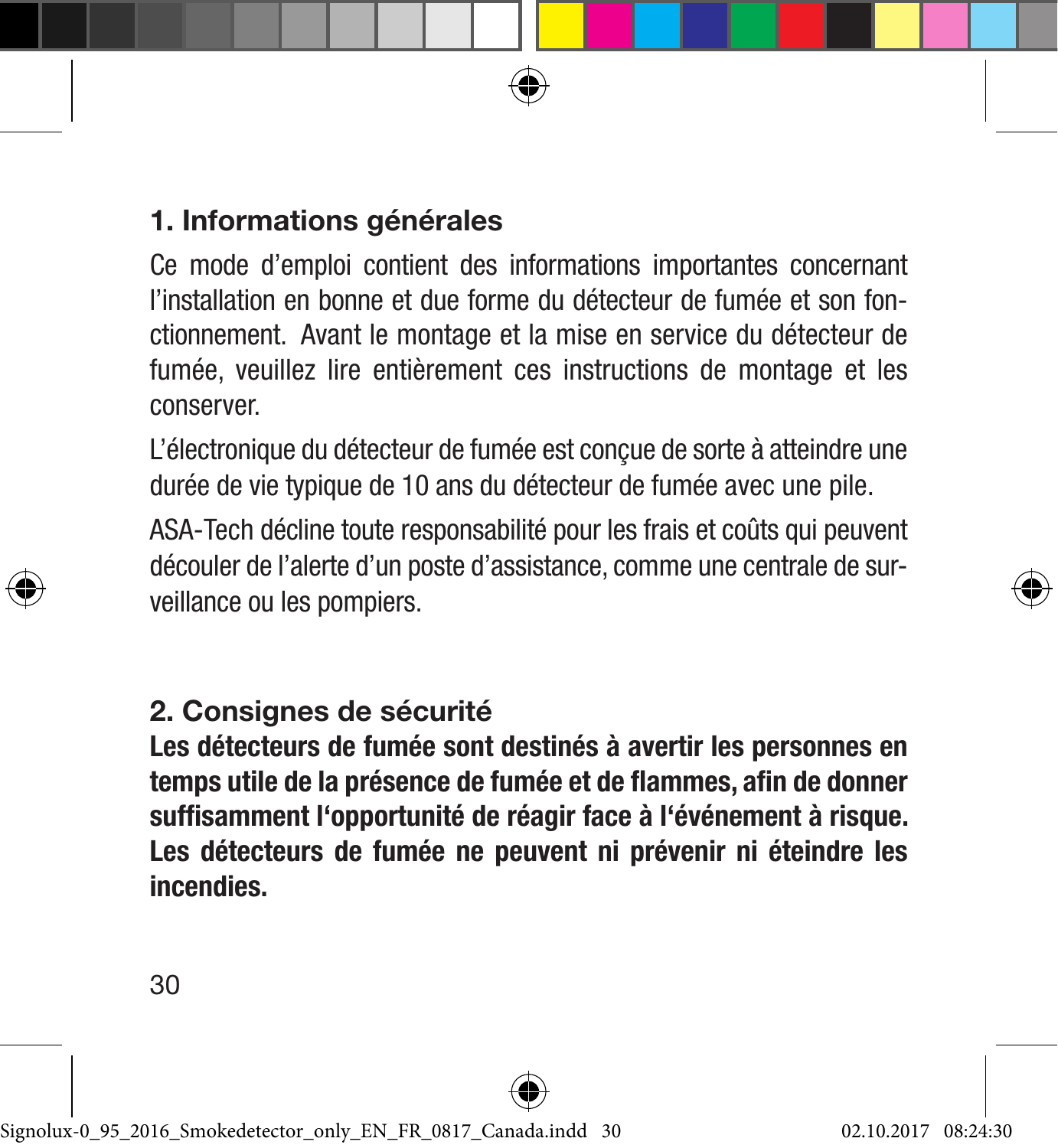## 1. Informations générales

Ce mode d'emploi contient des informations importantes concernant l'installation en bonne et due forme du détecteur de fumée et son fonctionnement. Avant le montage et la mise en service du détecteur de fumée, veuillez lire entièrement ces instructions de montage et les conserver.

L'électronique du détecteur de fumée est conçue de sorte à atteindre une durée de vie typique de 10 ans du détecteur de fumée avec une pile.

ASA-Tech décline toute responsabilité pour les frais et coûts qui peuvent découler de l'alerte d'un poste d'assistance, comme une centrale de surveillance ou les pompiers.

## 2. Consignes de sécurité

**Les détecteurs de fumée sont destinés à avertir les personnes en temps utile de la présence de fumée et de flammes, afin de donner suffisamment l'opportunité de réagir face à l'événement à risque. Les détecteurs de fumée ne peuvent ni prévenir ni éteindre les incendies.**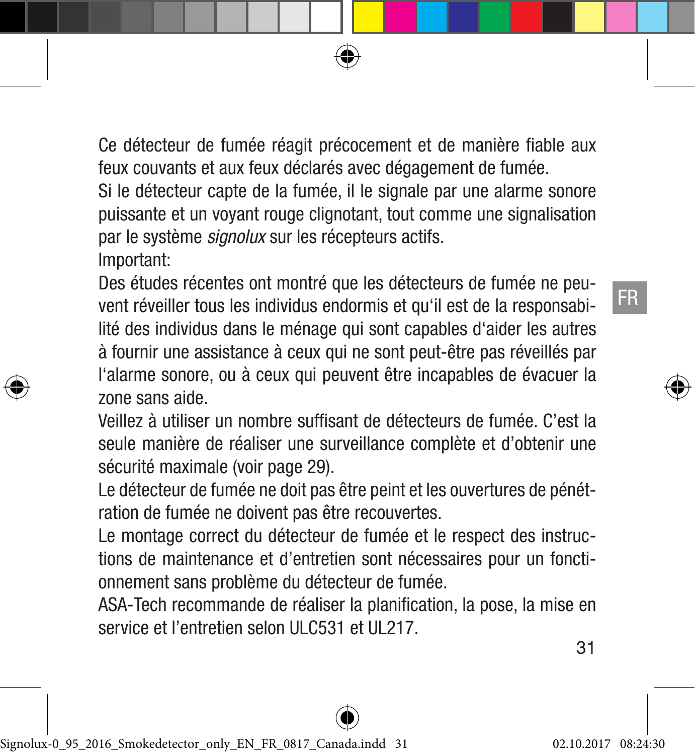Ce détecteur de fumée réagit précocement et de manière fiable aux feux couvants et aux feux déclarés avec dégagement de fumée.

Si le détecteur capte de la fumée, il le signale par une alarme sonore puissante et un voyant rouge clignotant, tout comme une signalisation par le système *signolux* sur les récepteurs actifs.

Important:

Des études récentes ont montré que les détecteurs de fumée ne peuvent réveiller tous les individus endormis et qu'il est de la responsabilité des individus dans le ménage qui sont capables d'aider les autres à fournir une assistance à ceux qui ne sont peut-être pas réveillés par l'alarme sonore, ou à ceux qui peuvent être incapables de évacuer la zone sans aide.

Veillez à utiliser un nombre suffisant de détecteurs de fumée. C'est la seule manière de réaliser une surveillance complète et d'obtenir une sécurité maximale (voir page 29).

Le détecteur de fumée ne doit pas être peint et les ouvertures de pénétration de fumée ne doivent pas être recouvertes.

Le montage correct du détecteur de fumée et le respect des instructions de maintenance et d'entretien sont nécessaires pour un fonctionnement sans problème du détecteur de fumée.

ASA-Tech recommande de réaliser la planification, la pose, la mise en service et l'entretien selon ULC531 et UL217.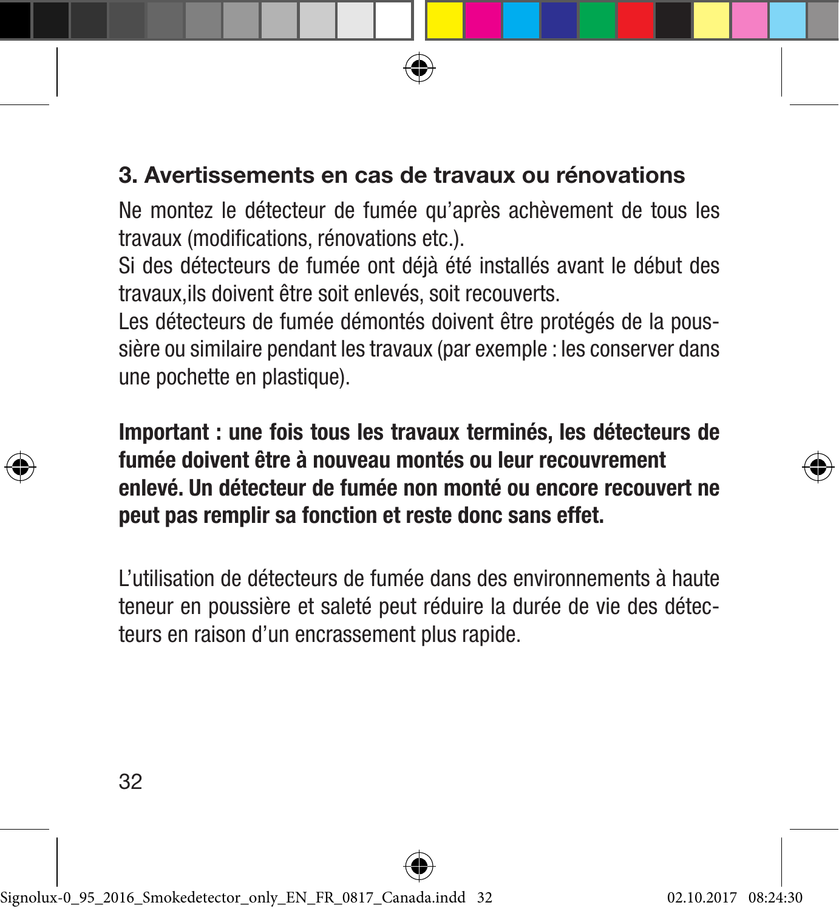## 3. Avertissements en cas de travaux ou rénovations

Ne montez le détecteur de fumée qu'après achèvement de tous les travaux (modifications, rénovations etc.).
Si des détecteurs de fumée ont déjà été installés avant le début des travaux,ils doivent être soit enlevés, soit recouverts.
Les détecteurs de fumée démontés doivent être protégés de la poussière ou similaire pendant les travaux (par exemple : les conserver dans une pochette en plastique).

**Important : une fois tous les travaux terminés, les détecteurs de fumée doivent être à nouveau montés ou leur recouvrement enlevé. Un détecteur de fumée non monté ou encore recouvert ne peut pas remplir sa fonction et reste donc sans effet.**

L'utilisation de détecteurs de fumée dans des environnements à haute teneur en poussière et saleté peut réduire la durée de vie des détecteurs en raison d'un encrassement plus rapide.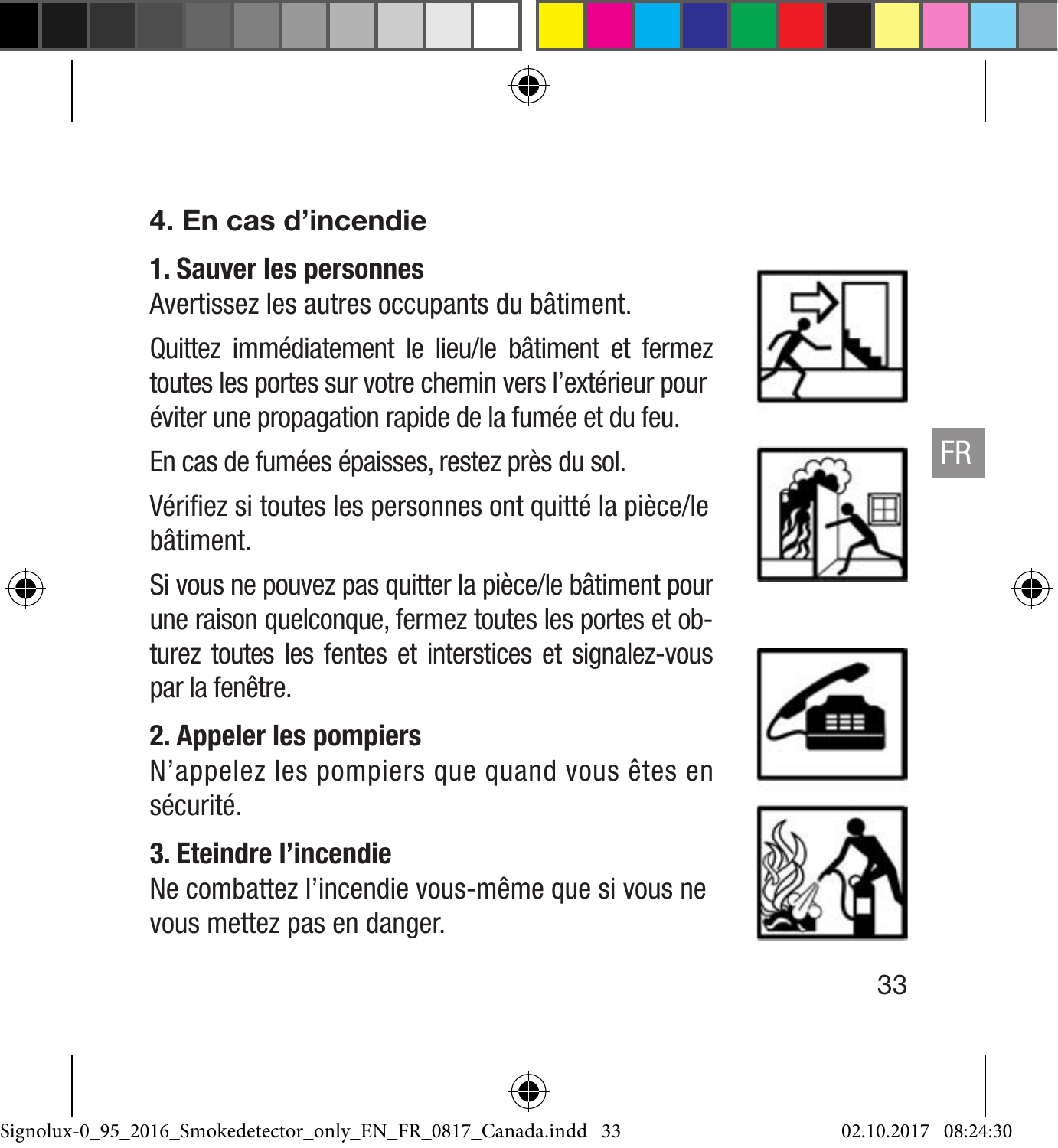## 4. En cas d'incendie

### 1. Sauver les personnes

Avertissez les autres occupants du bâtiment.

Quittez immédiatement le lieu/le bâtiment et fermez toutes les portes sur votre chemin vers l'extérieur pour éviter une propagation rapide de la fumée et du feu.

En cas de fumées épaisses, restez près du sol.

Vérifiez si toutes les personnes ont quitté la pièce/le bâtiment.

Si vous ne pouvez pas quitter la pièce/le bâtiment pour une raison quelconque, fermez toutes les portes et obturez toutes les fentes et interstices et signalez-vous par la fenêtre.

### 2. Appeler les pompiers

N'appelez les pompiers que quand vous êtes en sécurité.

### 3. Eteindre l'incendie

Ne combattez l'incendie vous-même que si vous ne vous mettez pas en danger.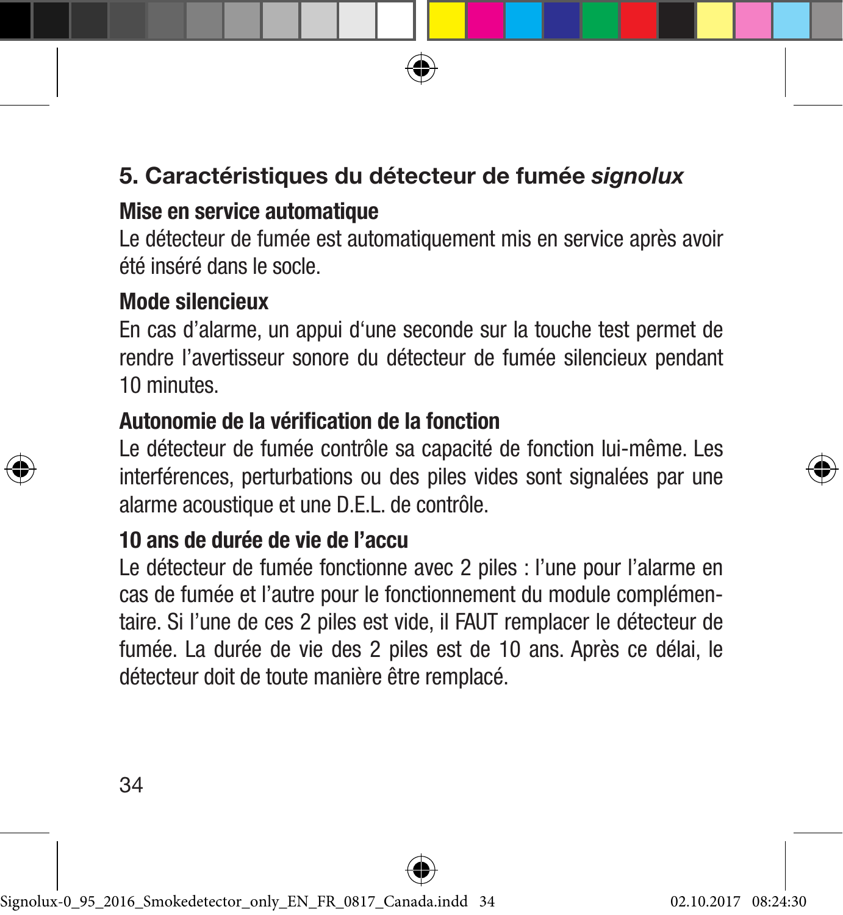## 5. Caractéristiques du détecteur de fumée *signolux*

### Mise en service automatique

Le détecteur de fumée est automatiquement mis en service après avoir été inséré dans le socle.

### Mode silencieux

En cas d'alarme, un appui d'une seconde sur la touche test permet de rendre l'avertisseur sonore du détecteur de fumée silencieux pendant 10 minutes.

### Autonomie de la vérification de la fonction

Le détecteur de fumée contrôle sa capacité de fonction lui-même. Les interférences, perturbations ou des piles vides sont signalées par une alarme acoustique et une D.E.L. de contrôle.

### 10 ans de durée de vie de l'accu

Le détecteur de fumée fonctionne avec 2 piles : l'une pour l'alarme en cas de fumée et l'autre pour le fonctionnement du module complémentaire. Si l'une de ces 2 piles est vide, il FAUT remplacer le détecteur de fumée. La durée de vie des 2 piles est de 10 ans. Après ce délai, le détecteur doit de toute manière être remplacé.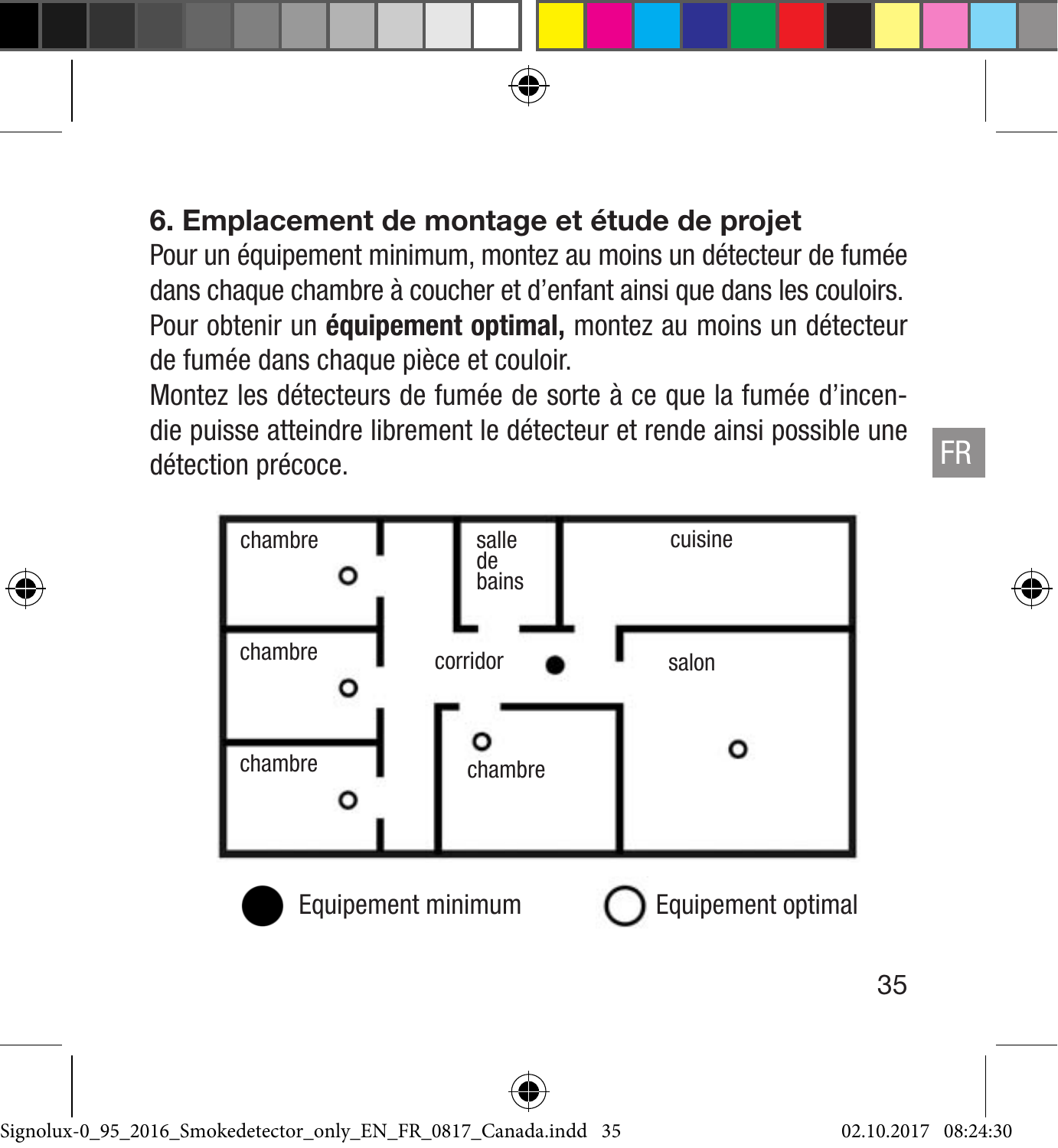## 6. Emplacement de montage et étude de projet

Pour un équipement minimum, montez au moins un détecteur de fumée dans chaque chambre à coucher et d'enfant ainsi que dans les couloirs. Pour obtenir un **équipement optimal,** montez au moins un détecteur de fumée dans chaque pièce et couloir.

Montez les détecteurs de fumée de sorte à ce que la fumée d'incendie puisse atteindre librement le détecteur et rende ainsi possible une détection précoce.

chambre, salle de bains, cuisine, chambre, corridor, salon, chambre, chambre

● Equipement minimum ○ Equipement optimal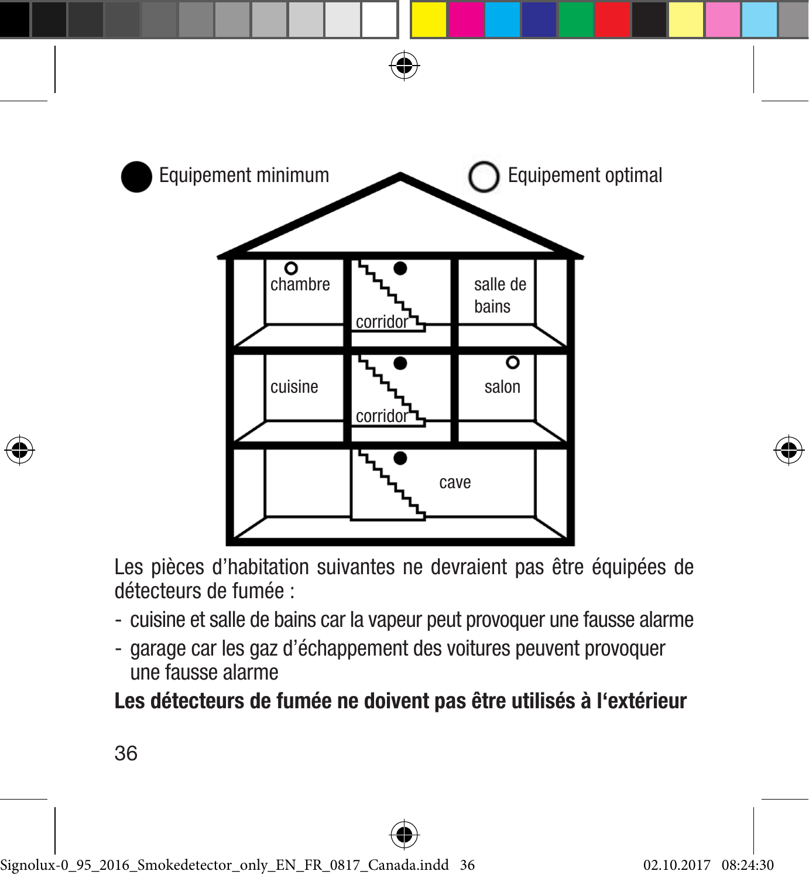● Equipement minimum ○ Equipement optimal

chambre
corridor
salle de bains
cuisine
corridor
salon
cave

Les pièces d'habitation suivantes ne devraient pas être équipées de détecteurs de fumée :

- cuisine et salle de bains car la vapeur peut provoquer une fausse alarme
- garage car les gaz d'échappement des voitures peuvent provoquer une fausse alarme

**Les détecteurs de fumée ne doivent pas être utilisés à l'extérieur**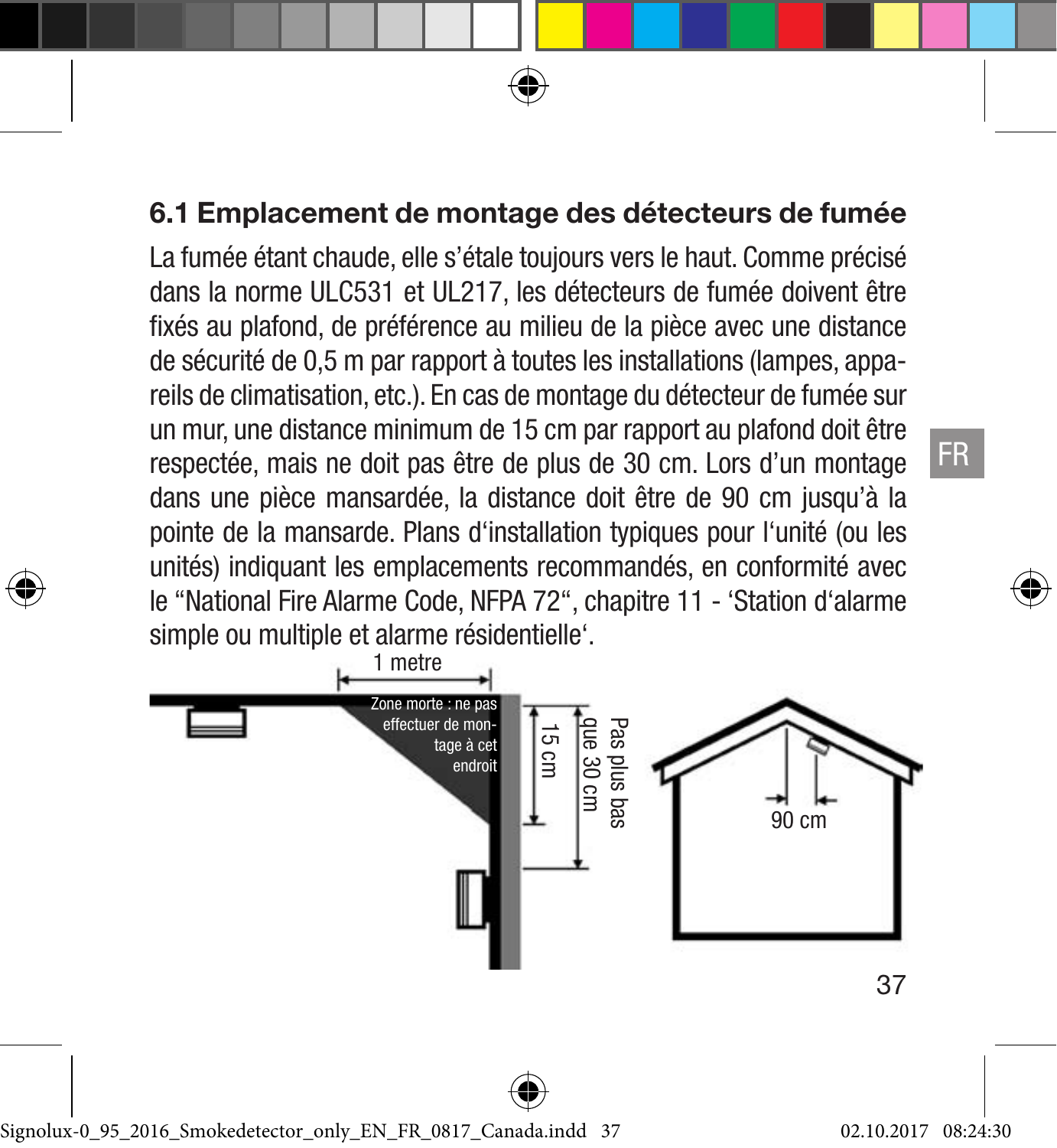### 6.1 Emplacement de montage des détecteurs de fumée

La fumée étant chaude, elle s'étale toujours vers le haut. Comme précisé dans la norme ULC531 et UL217, les détecteurs de fumée doivent être fixés au plafond, de préférence au milieu de la pièce avec une distance de sécurité de 0,5 m par rapport à toutes les installations (lampes, appareils de climatisation, etc.). En cas de montage du détecteur de fumée sur un mur, une distance minimum de 15 cm par rapport au plafond doit être respectée, mais ne doit pas être de plus de 30 cm. Lors d'un montage dans une pièce mansardée, la distance doit être de 90 cm jusqu'à la pointe de la mansarde. Plans d'installation typiques pour l'unité (ou les unités) indiquant les emplacements recommandés, en conformité avec le "National Fire Alarme Code, NFPA 72", chapitre 11 - 'Station d'alarme simple ou multiple et alarme résidentielle'.

1 metre

Zone morte : ne pas effectuer de montage à cet endroit

15 cm

Pas plus bas que 30 cm

90 cm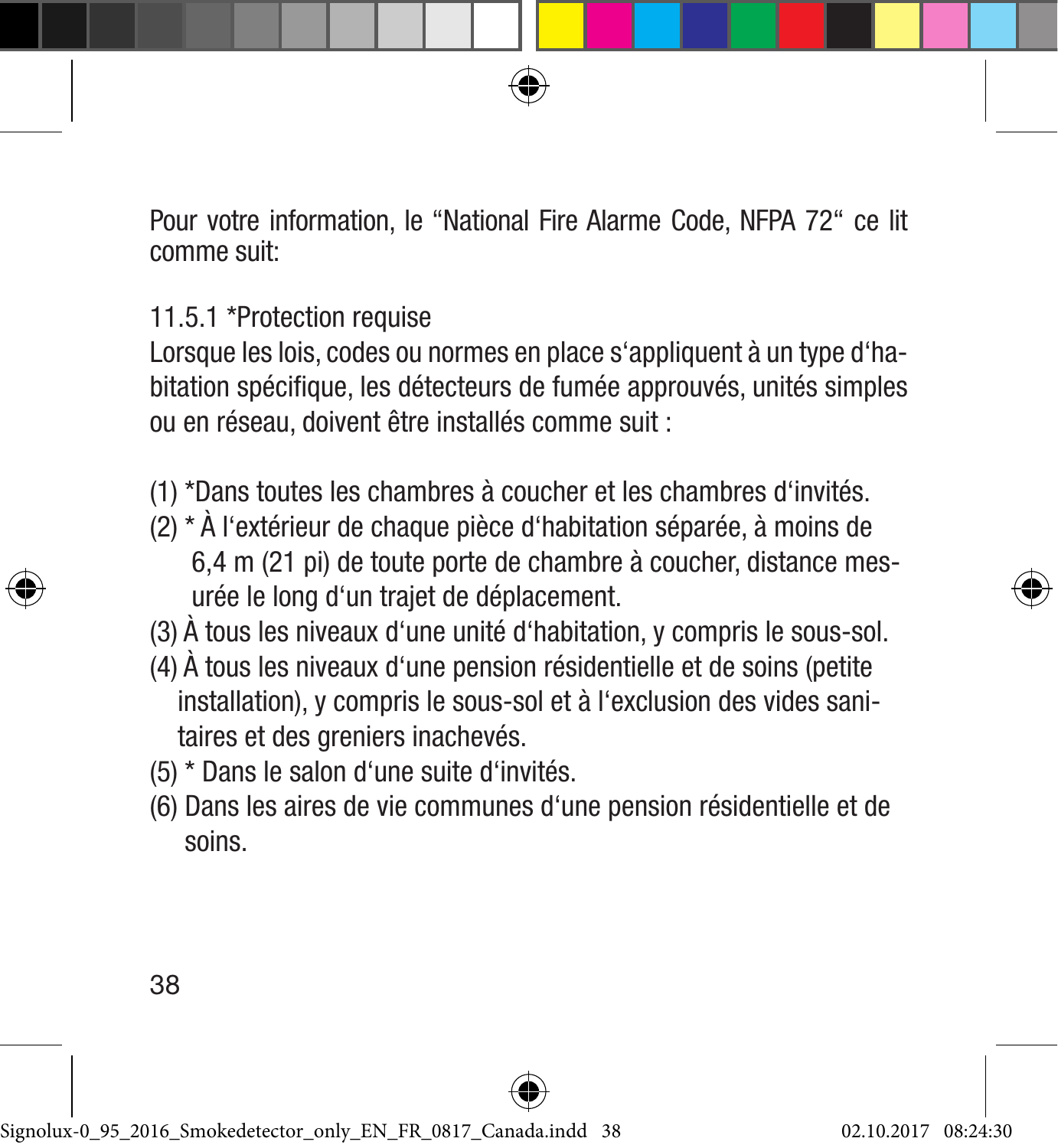Pour votre information, le “National Fire Alarme Code, NFPA 72“ ce lit comme suit:

11.5.1 *Protection requise

Lorsque les lois, codes ou normes en place s‘appliquent à un type d‘habitation spécifique, les détecteurs de fumée approuvés, unités simples ou en réseau, doivent être installés comme suit :

(1) *Dans toutes les chambres à coucher et les chambres d‘invités.
(2) * À l‘extérieur de chaque pièce d‘habitation séparée, à moins de 6,4 m (21 pi) de toute porte de chambre à coucher, distance mesurée le long d‘un trajet de déplacement.
(3) À tous les niveaux d‘une unité d‘habitation, y compris le sous-sol.
(4) À tous les niveaux d‘une pension résidentielle et de soins (petite installation), y compris le sous-sol et à l‘exclusion des vides sanitaires et des greniers inachevés.
(5) * Dans le salon d‘une suite d‘invités.
(6) Dans les aires de vie communes d‘une pension résidentielle et de soins.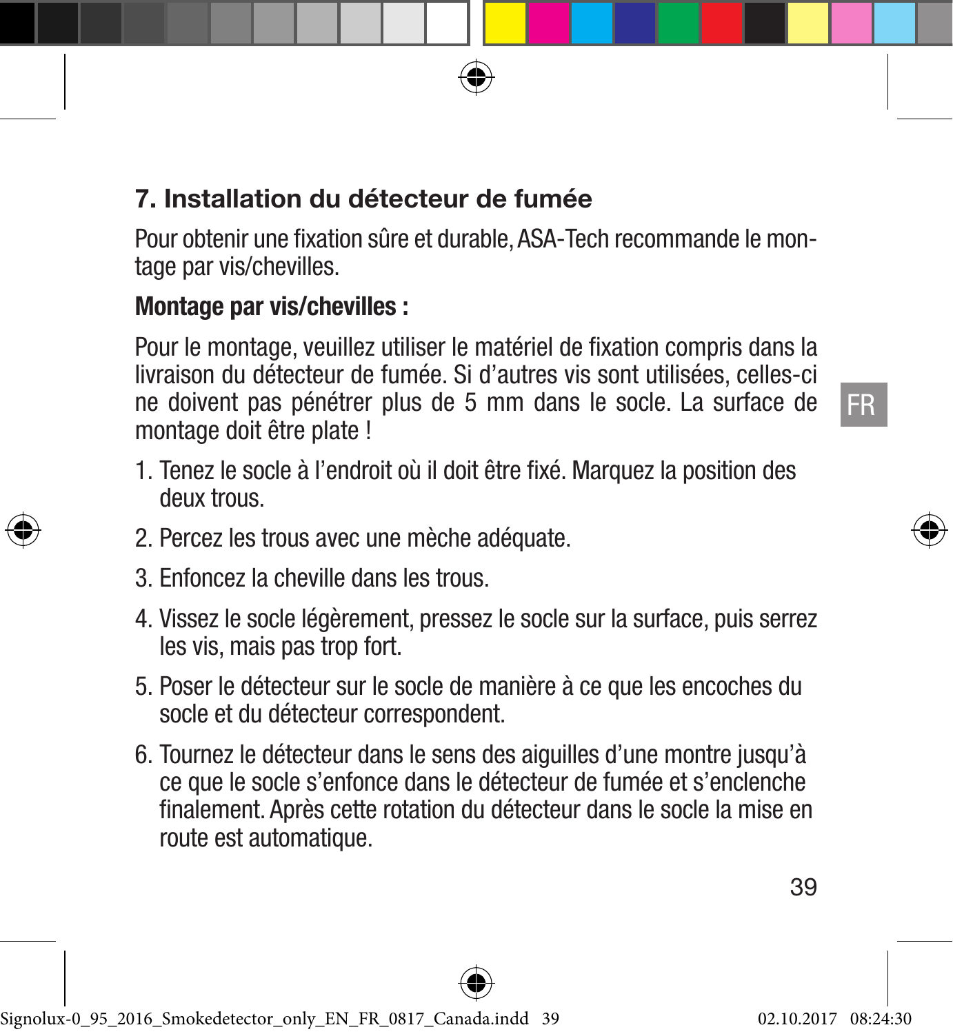## 7. Installation du détecteur de fumée

Pour obtenir une fixation sûre et durable, ASA-Tech recommande le montage par vis/chevilles.

**Montage par vis/chevilles :**

Pour le montage, veuillez utiliser le matériel de fixation compris dans la livraison du détecteur de fumée. Si d’autres vis sont utilisées, celles-ci ne doivent pas pénétrer plus de 5 mm dans le socle. La surface de montage doit être plate !

1. Tenez le socle à l’endroit où il doit être fixé. Marquez la position des deux trous.
2. Percez les trous avec une mèche adéquate.
3. Enfoncez la cheville dans les trous.
4. Vissez le socle légèrement, pressez le socle sur la surface, puis serrez les vis, mais pas trop fort.
5. Poser le détecteur sur le socle de manière à ce que les encoches du socle et du détecteur correspondent.
6. Tournez le détecteur dans le sens des aiguilles d’une montre jusqu’à ce que le socle s’enfonce dans le détecteur de fumée et s’enclenche finalement. Après cette rotation du détecteur dans le socle la mise en route est automatique.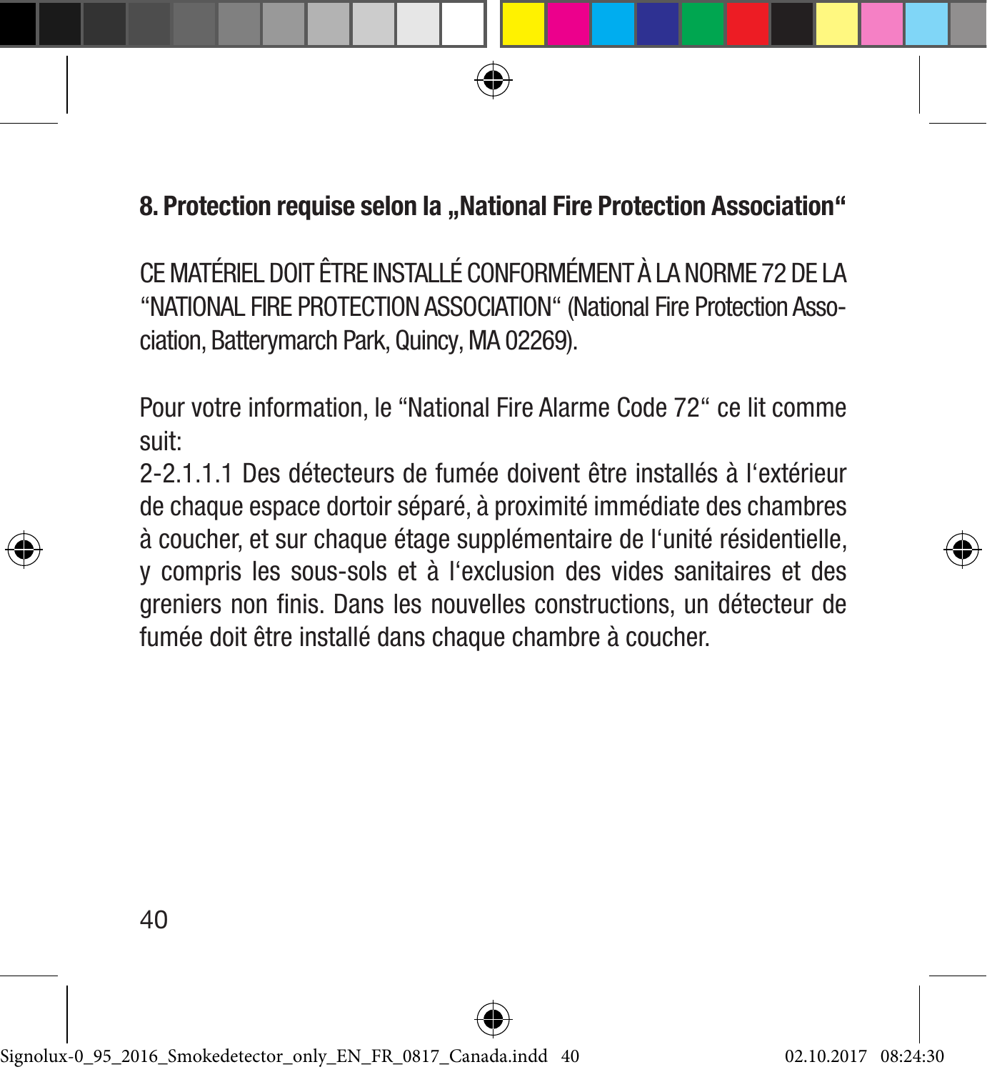## 8. Protection requise selon la „National Fire Protection Association“

CE MATÉRIEL DOIT ÊTRE INSTALLÉ CONFORMÉMENT À LA NORME 72 DE LA “NATIONAL FIRE PROTECTION ASSOCIATION“ (National Fire Protection Association, Batterymarch Park, Quincy, MA 02269).

Pour votre information, le “National Fire Alarme Code 72“ ce lit comme suit:
2-2.1.1.1 Des détecteurs de fumée doivent être installés à l‘extérieur de chaque espace dortoir séparé, à proximité immédiate des chambres à coucher, et sur chaque étage supplémentaire de l‘unité résidentielle, y compris les sous-sols et à l‘exclusion des vides sanitaires et des greniers non finis. Dans les nouvelles constructions, un détecteur de fumée doit être installé dans chaque chambre à coucher.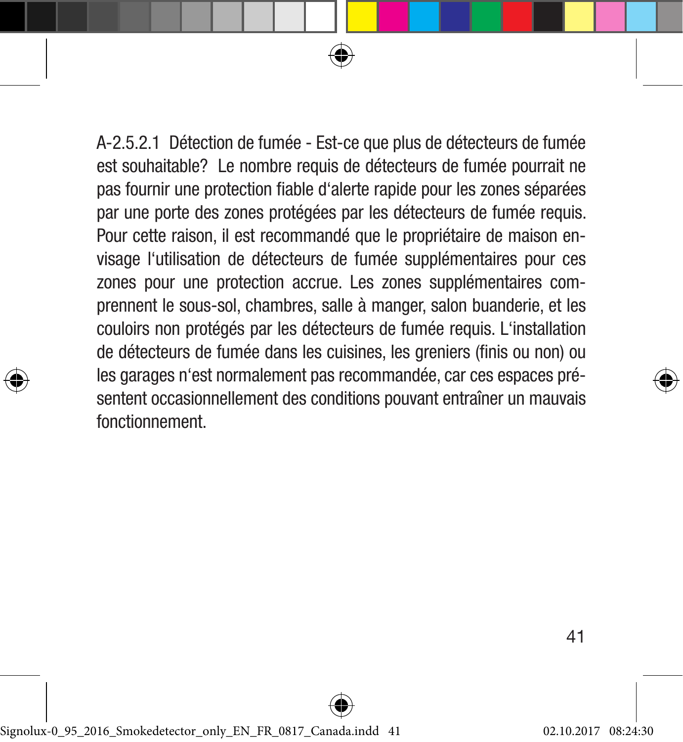A-2.5.2.1 Détection de fumée - Est-ce que plus de détecteurs de fumée est souhaitable? Le nombre requis de détecteurs de fumée pourrait ne pas fournir une protection fiable d'alerte rapide pour les zones séparées par une porte des zones protégées par les détecteurs de fumée requis. Pour cette raison, il est recommandé que le propriétaire de maison envisage l'utilisation de détecteurs de fumée supplémentaires pour ces zones pour une protection accrue. Les zones supplémentaires comprennent le sous-sol, chambres, salle à manger, salon buanderie, et les couloirs non protégés par les détecteurs de fumée requis. L'installation de détecteurs de fumée dans les cuisines, les greniers (finis ou non) ou les garages n'est normalement pas recommandée, car ces espaces présentent occasionnellement des conditions pouvant entraîner un mauvais fonctionnement.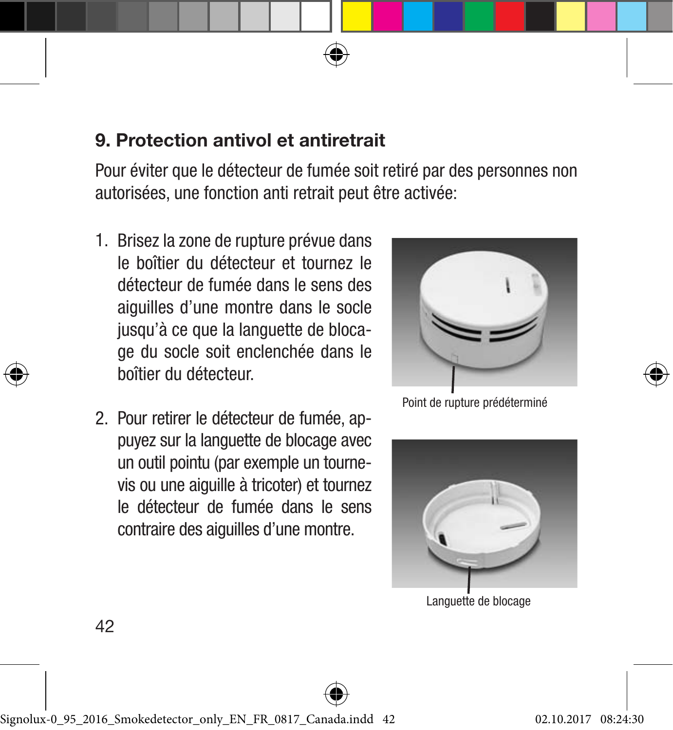## 9. Protection antivol et antiretrait

Pour éviter que le détecteur de fumée soit retiré par des personnes non autorisées, une fonction anti retrait peut être activée:

1. Brisez la zone de rupture prévue dans le boîtier du détecteur et tournez le détecteur de fumée dans le sens des aiguilles d'une montre dans le socle jusqu'à ce que la languette de blocage du socle soit enclenchée dans le boîtier du détecteur.

2. Pour retirer le détecteur de fumée, appuyez sur la languette de blocage avec un outil pointu (par exemple un tournevis ou une aiguille à tricoter) et tournez le détecteur de fumée dans le sens contraire des aiguilles d'une montre.

Point de rupture prédéterminé

Languette de blocage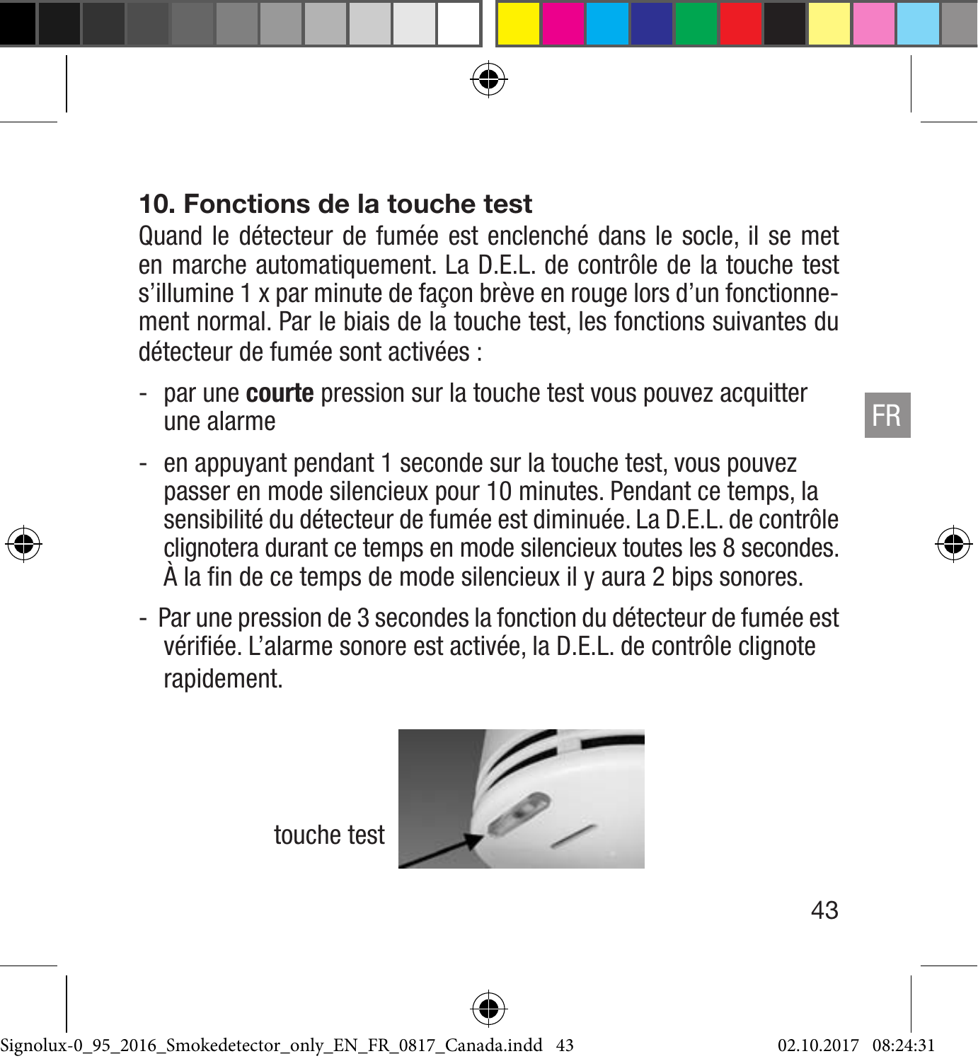## 10. Fonctions de la touche test

Quand le détecteur de fumée est enclenché dans le socle, il se met en marche automatiquement. La D.E.L. de contrôle de la touche test s'illumine 1 x par minute de façon brève en rouge lors d'un fonctionnement normal. Par le biais de la touche test, les fonctions suivantes du détecteur de fumée sont activées :

- par une **courte** pression sur la touche test vous pouvez acquitter une alarme
- en appuyant pendant 1 seconde sur la touche test, vous pouvez passer en mode silencieux pour 10 minutes. Pendant ce temps, la sensibilité du détecteur de fumée est diminuée. La D.E.L. de contrôle clignotera durant ce temps en mode silencieux toutes les 8 secondes. À la fin de ce temps de mode silencieux il y aura 2 bips sonores.
- Par une pression de 3 secondes la fonction du détecteur de fumée est vérifiée. L'alarme sonore est activée, la D.E.L. de contrôle clignote rapidement.

touche test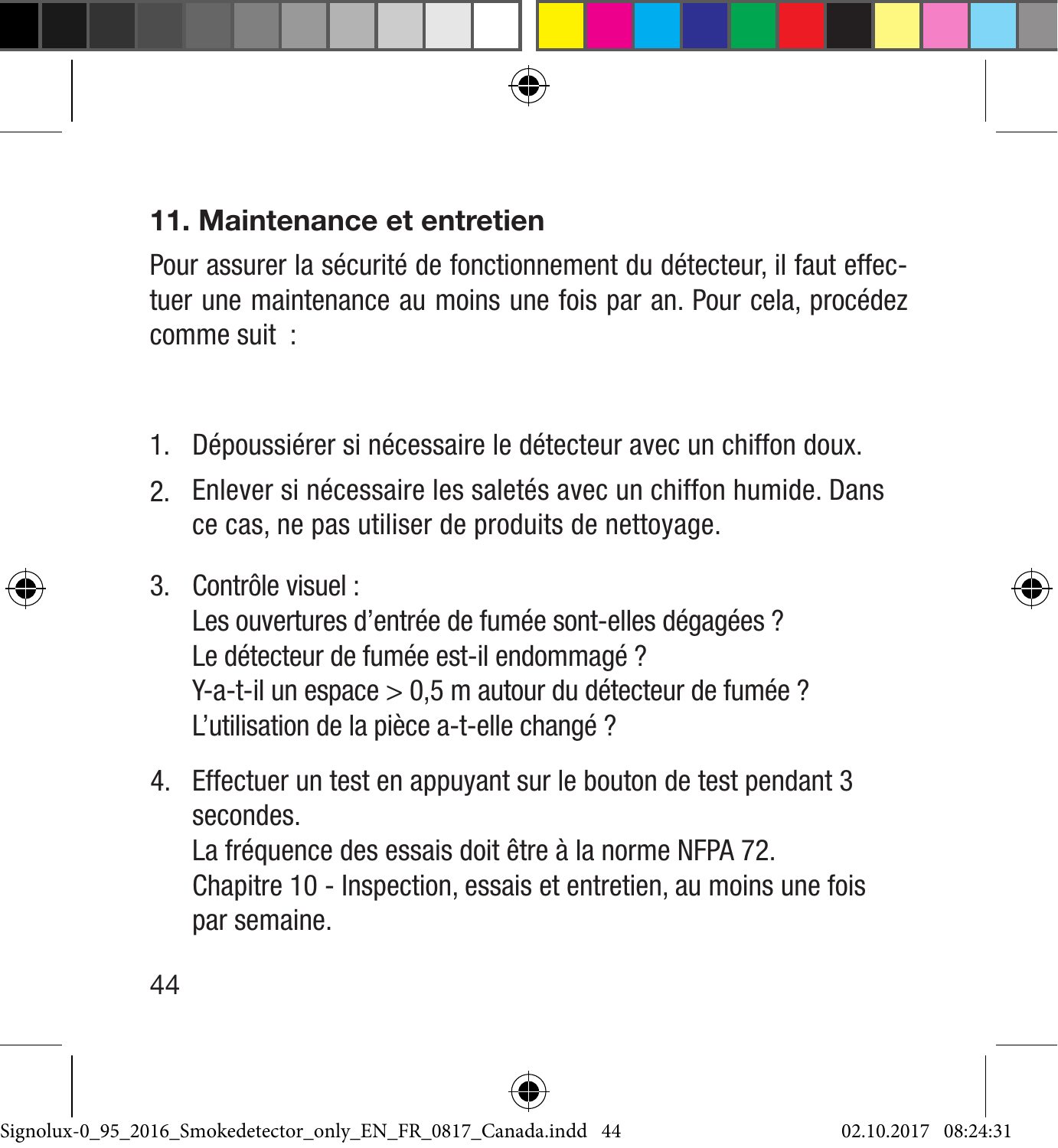## 11. Maintenance et entretien

Pour assurer la sécurité de fonctionnement du détecteur, il faut effectuer une maintenance au moins une fois par an. Pour cela, procédez comme suit :

1. Dépoussiérer si nécessaire le détecteur avec un chiffon doux.
2. Enlever si nécessaire les saletés avec un chiffon humide. Dans ce cas, ne pas utiliser de produits de nettoyage.
3. Contrôle visuel :
   Les ouvertures d’entrée de fumée sont-elles dégagées ?
   Le détecteur de fumée est-il endommagé ?
   Y-a-t-il un espace > 0,5 m autour du détecteur de fumée ?
   L’utilisation de la pièce a-t-elle changé ?
4. Effectuer un test en appuyant sur le bouton de test pendant 3 secondes.
   La fréquence des essais doit être à la norme NFPA 72.
   Chapitre 10 - Inspection, essais et entretien, au moins une fois par semaine.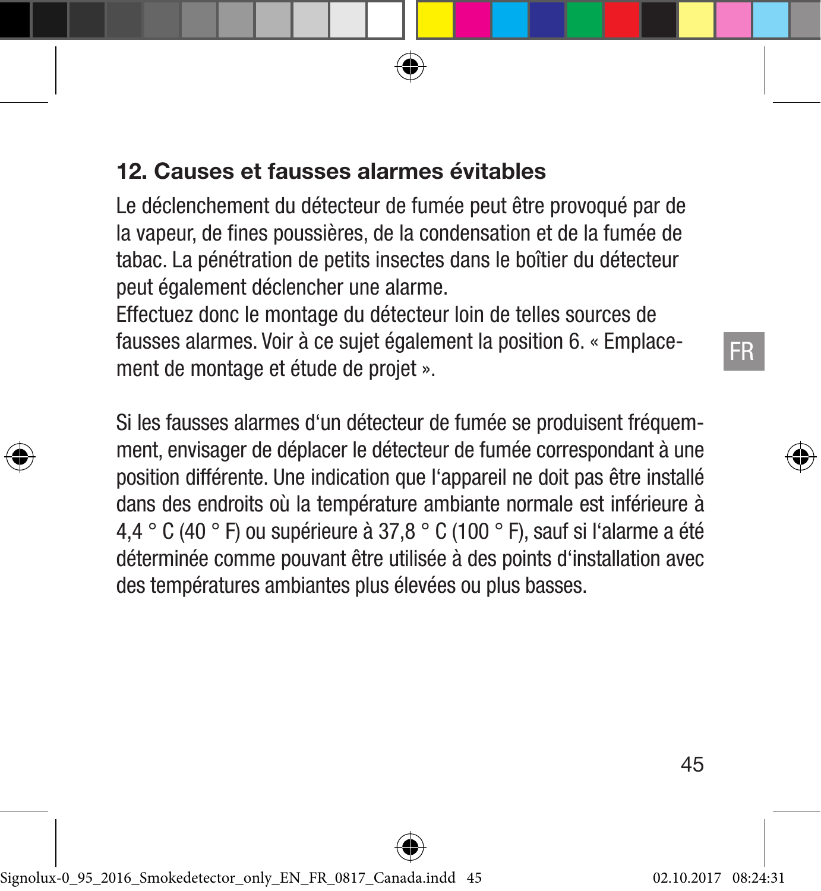## 12. Causes et fausses alarmes évitables

Le déclenchement du détecteur de fumée peut être provoqué par de la vapeur, de fines poussières, de la condensation et de la fumée de tabac. La pénétration de petits insectes dans le boîtier du détecteur peut également déclencher une alarme.
Effectuez donc le montage du détecteur loin de telles sources de fausses alarmes. Voir à ce sujet également la position 6. « Emplacement de montage et étude de projet ».

Si les fausses alarmes d'un détecteur de fumée se produisent fréquemment, envisager de déplacer le détecteur de fumée correspondant à une position différente. Une indication que l'appareil ne doit pas être installé dans des endroits où la température ambiante normale est inférieure à 4,4 ° C (40 ° F) ou supérieure à 37,8 ° C (100 ° F), sauf si l'alarme a été déterminée comme pouvant être utilisée à des points d'installation avec des températures ambiantes plus élevées ou plus basses.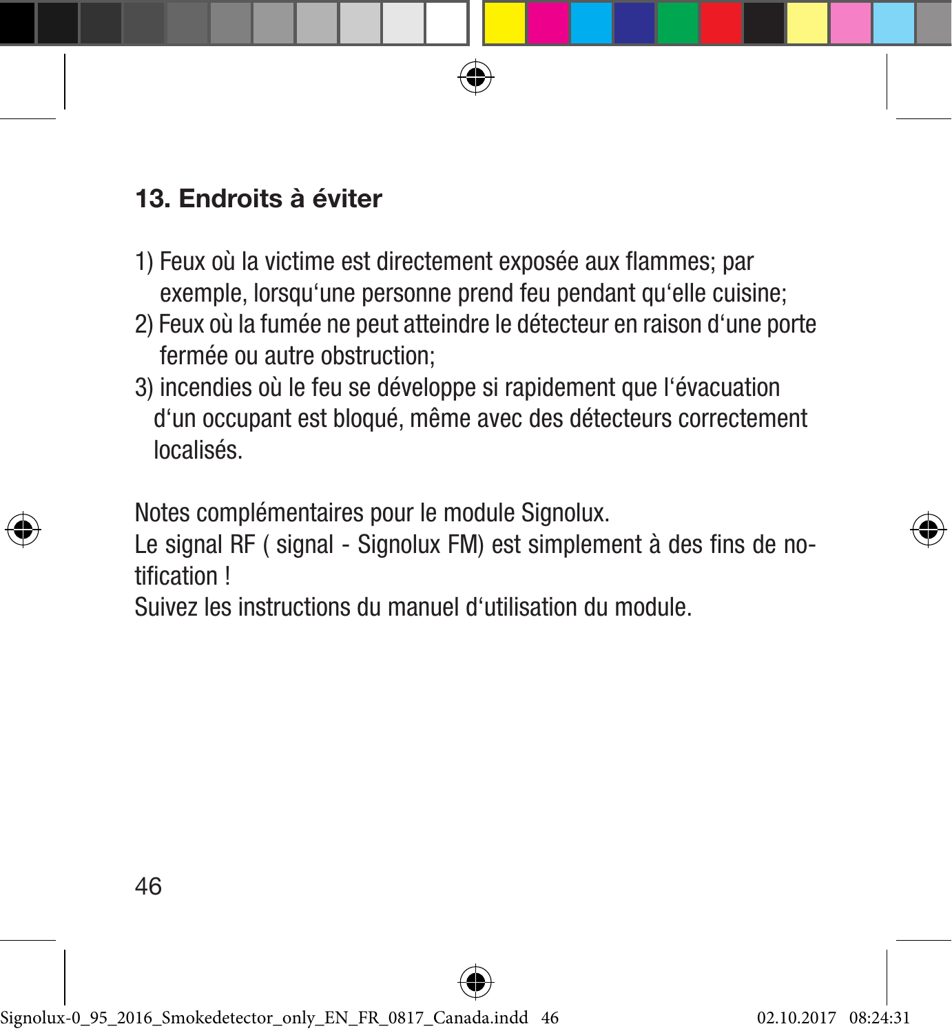## 13. Endroits à éviter

1) Feux où la victime est directement exposée aux flammes; par exemple, lorsqu‘une personne prend feu pendant qu‘elle cuisine;
2) Feux où la fumée ne peut atteindre le détecteur en raison d‘une porte fermée ou autre obstruction;
3) incendies où le feu se développe si rapidement que l‘évacuation d‘un occupant est bloqué, même avec des détecteurs correctement localisés.

Notes complémentaires pour le module Signolux.
Le signal RF ( signal - Signolux FM) est simplement à des fins de notification !
Suivez les instructions du manuel d‘utilisation du module.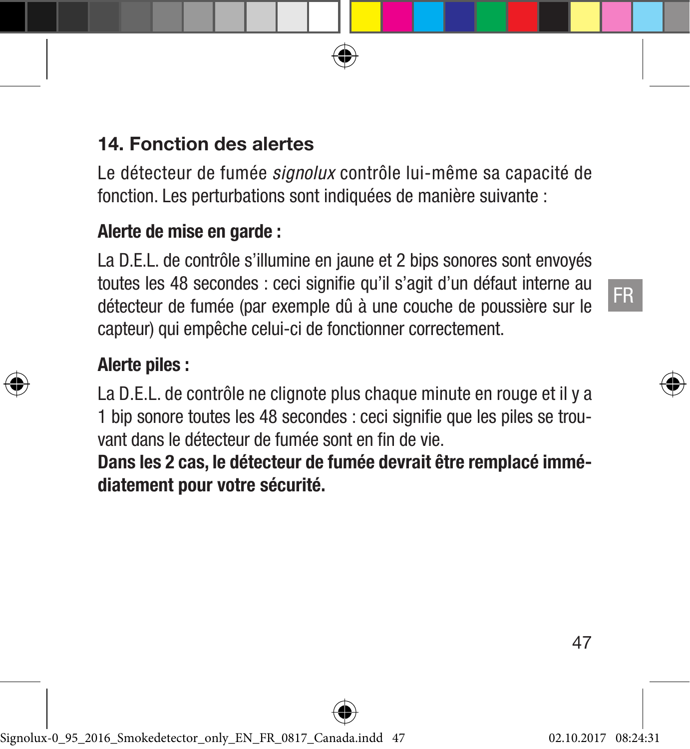## 14. Fonction des alertes

Le détecteur de fumée *signolux* contrôle lui-même sa capacité de fonction. Les perturbations sont indiquées de manière suivante :

### Alerte de mise en garde :

La D.E.L. de contrôle s'illumine en jaune et 2 bips sonores sont envoyés toutes les 48 secondes : ceci signifie qu'il s'agit d'un défaut interne au détecteur de fumée (par exemple dû à une couche de poussière sur le capteur) qui empêche celui-ci de fonctionner correctement.

### Alerte piles :

La D.E.L. de contrôle ne clignote plus chaque minute en rouge et il y a 1 bip sonore toutes les 48 secondes : ceci signifie que les piles se trouvant dans le détecteur de fumée sont en fin de vie.

**Dans les 2 cas, le détecteur de fumée devrait être remplacé immédiatement pour votre sécurité.**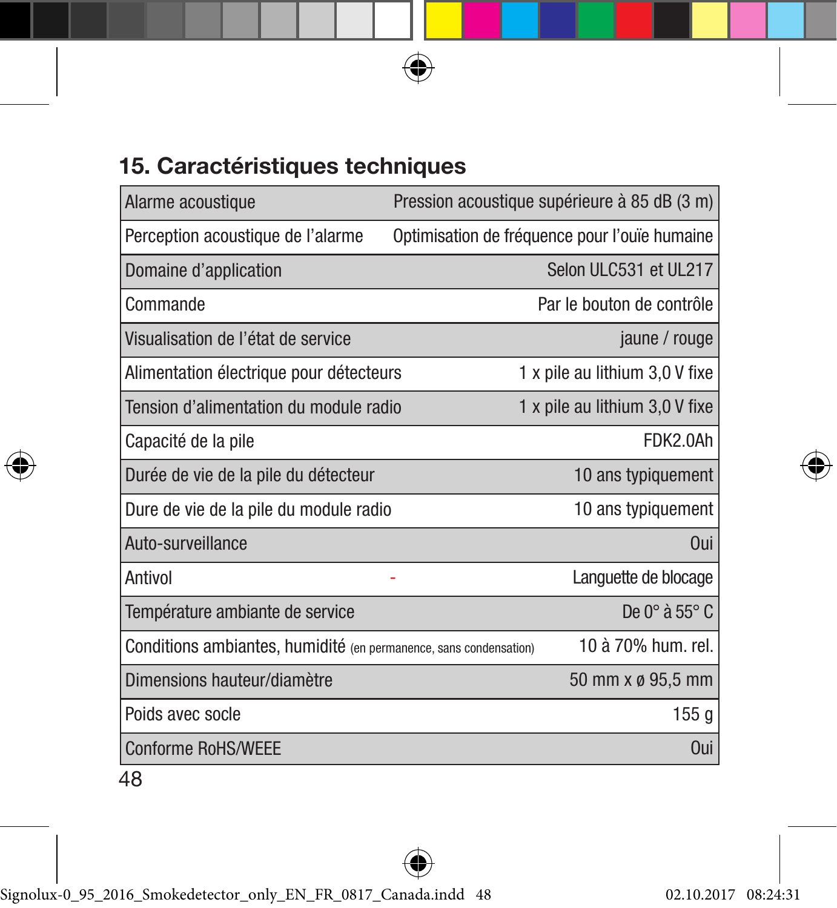## 15. Caractéristiques techniques

| | |
|---|---|
| Alarme acoustique | Pression acoustique supérieure à 85 dB (3 m) |
| Perception acoustique de l'alarme | Optimisation de fréquence pour l'ouïe humaine |
| Domaine d'application | Selon ULC531 et UL217 |
| Commande | Par le bouton de contrôle |
| Visualisation de l'état de service | jaune / rouge |
| Alimentation électrique pour détecteurs | 1 x pile au lithium 3,0 V fixe |
| Tension d'alimentation du module radio | 1 x pile au lithium 3,0 V fixe |
| Capacité de la pile | FDK2.0Ah |
| Durée de vie de la pile du détecteur | 10 ans typiquement |
| Dure de vie de la pile du module radio | 10 ans typiquement |
| Auto-surveillance | Oui |
| Antivol - | Languette de blocage |
| Température ambiante de service | De 0° à 55° C |
| Conditions ambiantes, humidité (en permanence, sans condensation) | 10 à 70% hum. rel. |
| Dimensions hauteur/diamètre | 50 mm x ø 95,5 mm |
| Poids avec socle | 155 g |
| Conforme RoHS/WEEE | Oui |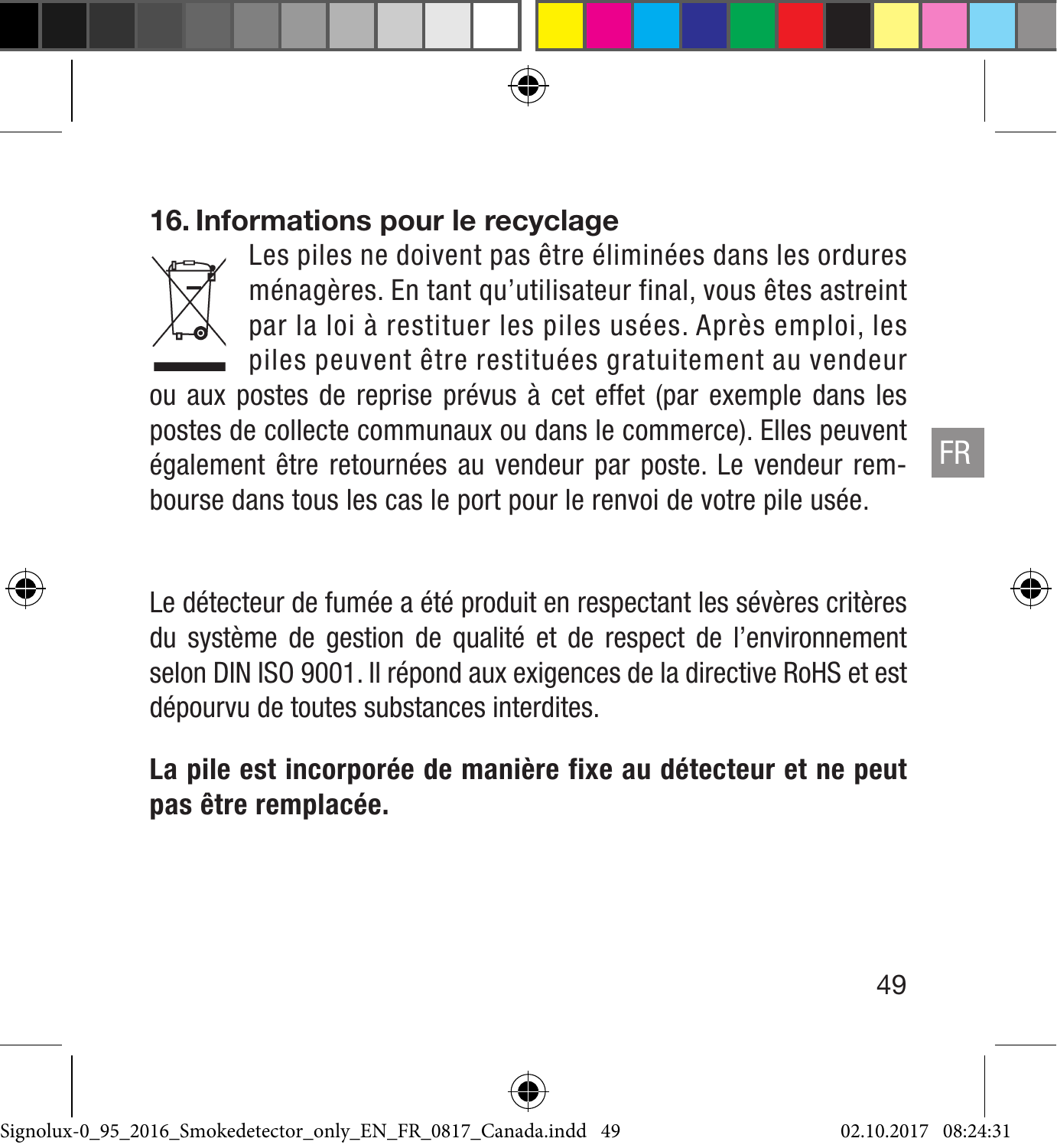## 16. Informations pour le recyclage

Les piles ne doivent pas être éliminées dans les ordures ménagères. En tant qu'utilisateur final, vous êtes astreint par la loi à restituer les piles usées. Après emploi, les piles peuvent être restituées gratuitement au vendeur ou aux postes de reprise prévus à cet effet (par exemple dans les postes de collecte communaux ou dans le commerce). Elles peuvent également être retournées au vendeur par poste. Le vendeur rembourse dans tous les cas le port pour le renvoi de votre pile usée.

Le détecteur de fumée a été produit en respectant les sévères critères du système de gestion de qualité et de respect de l'environnement selon DIN ISO 9001. Il répond aux exigences de la directive RoHS et est dépourvu de toutes substances interdites.

**La pile est incorporée de manière fixe au détecteur et ne peut pas être remplacée.**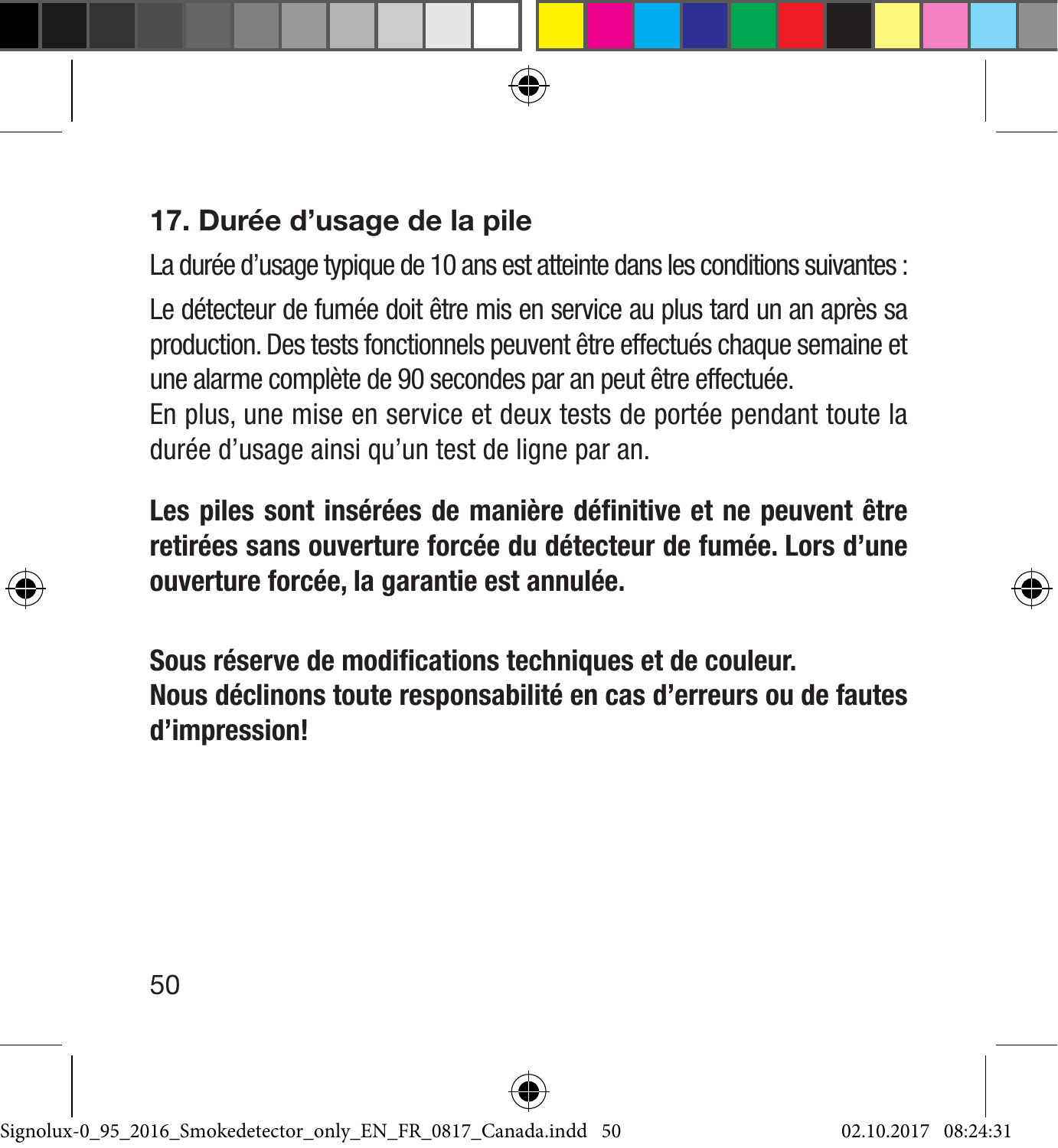## 17. Durée d’usage de la pile

La durée d’usage typique de 10 ans est atteinte dans les conditions suivantes :

Le détecteur de fumée doit être mis en service au plus tard un an après sa production. Des tests fonctionnels peuvent être effectués chaque semaine et une alarme complète de 90 secondes par an peut être effectuée.
En plus, une mise en service et deux tests de portée pendant toute la durée d’usage ainsi qu’un test de ligne par an.

**Les piles sont insérées de manière définitive et ne peuvent être retirées sans ouverture forcée du détecteur de fumée. Lors d’une ouverture forcée, la garantie est annulée.**

**Sous réserve de modifications techniques et de couleur.**
**Nous déclinons toute responsabilité en cas d’erreurs ou de fautes d’impression!**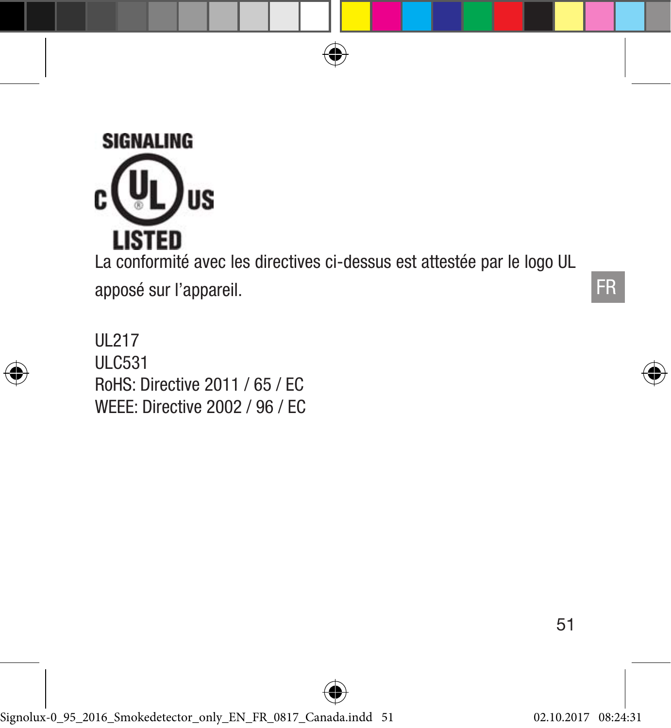SIGNALING

C UL US

LISTED

La conformité avec les directives ci-dessus est attestée par le logo UL apposé sur l’appareil.

FR

UL217
ULC531
RoHS: Directive 2011 / 65 / EC
WEEE: Directive 2002 / 96 / EC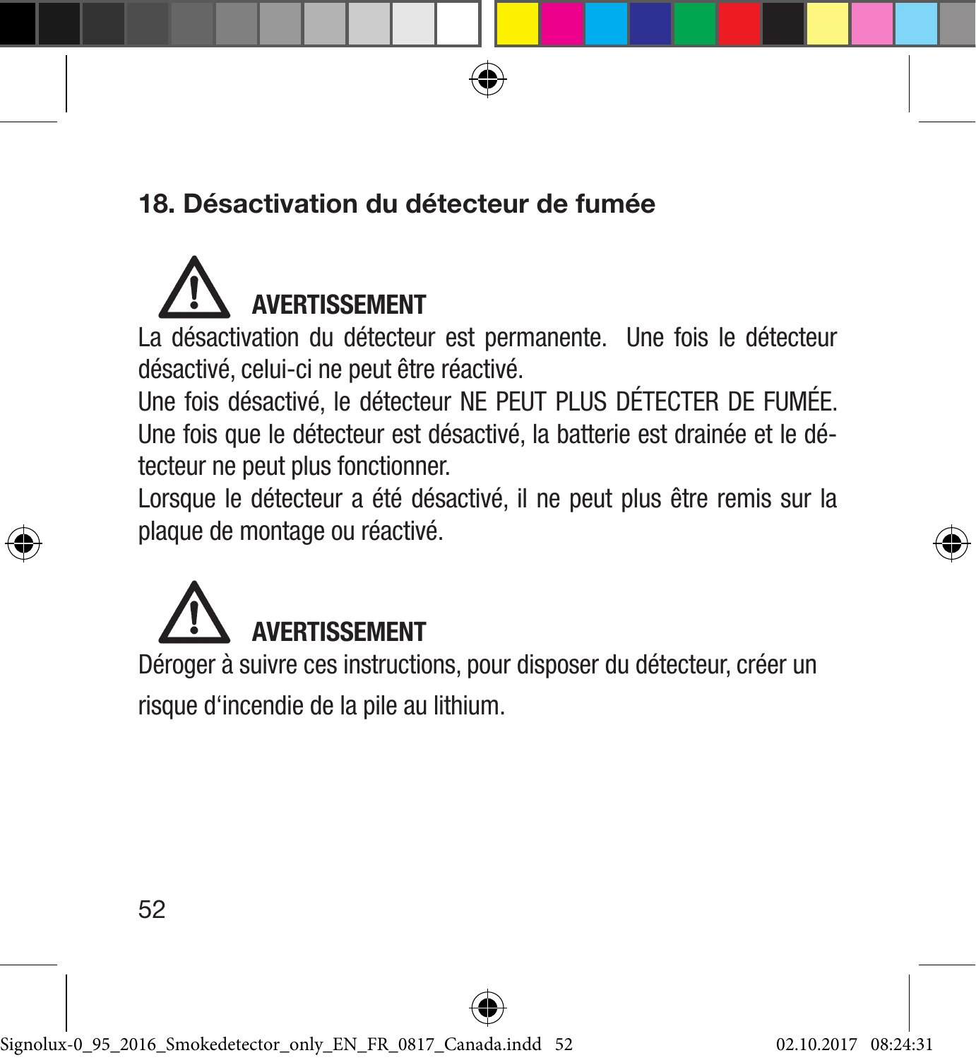## 18. Désactivation du détecteur de fumée

**AVERTISSEMENT**

La désactivation du détecteur est permanente. Une fois le détecteur désactivé, celui-ci ne peut être réactivé.

Une fois désactivé, le détecteur NE PEUT PLUS DÉTECTER DE FUMÉE. Une fois que le détecteur est désactivé, la batterie est drainée et le détecteur ne peut plus fonctionner.

Lorsque le détecteur a été désactivé, il ne peut plus être remis sur la plaque de montage ou réactivé.

**AVERTISSEMENT**

Déroger à suivre ces instructions, pour disposer du détecteur, créer un risque d'incendie de la pile au lithium.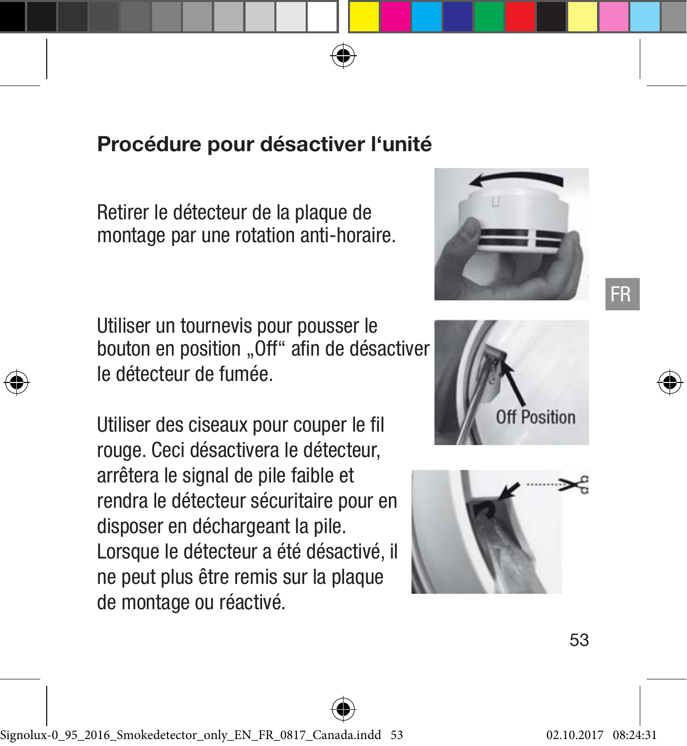## Procédure pour désactiver l'unité

Retirer le détecteur de la plaque de montage par une rotation anti-horaire.

Utiliser un tournevis pour pousser le bouton en position „Off" afin de désactiver le détecteur de fumée.

Utiliser des ciseaux pour couper le fil rouge. Ceci désactivera le détecteur, arrêtera le signal de pile faible et rendra le détecteur sécuritaire pour en disposer en déchargeant la pile. Lorsque le détecteur a été désactivé, il ne peut plus être remis sur la plaque de montage ou réactivé.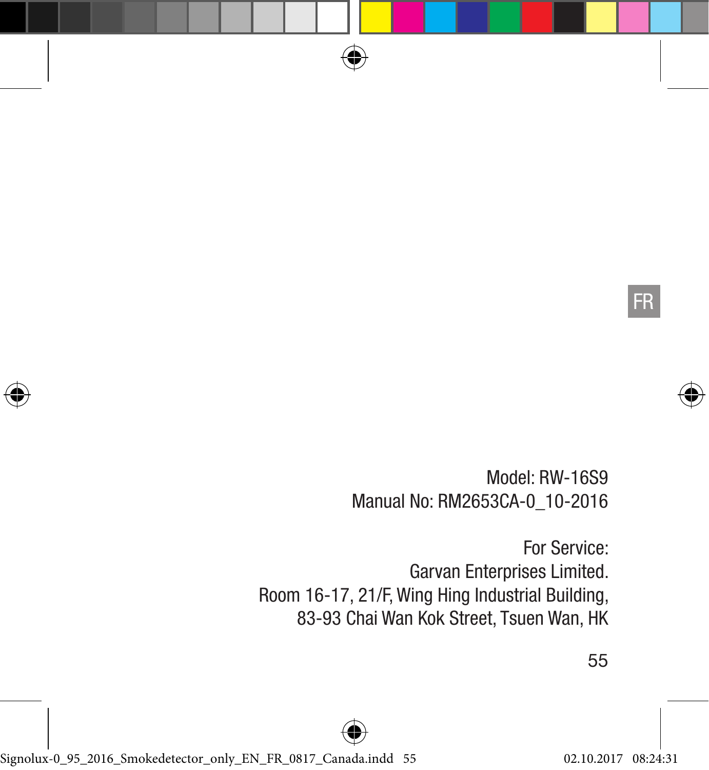Model: RW-16S9

Manual No: RM2653CA-0_10-2016

For Service:

Garvan Enterprises Limited.

Room 16-17, 21/F, Wing Hing Industrial Building,

83-93 Chai Wan Kok Street, Tsuen Wan, HK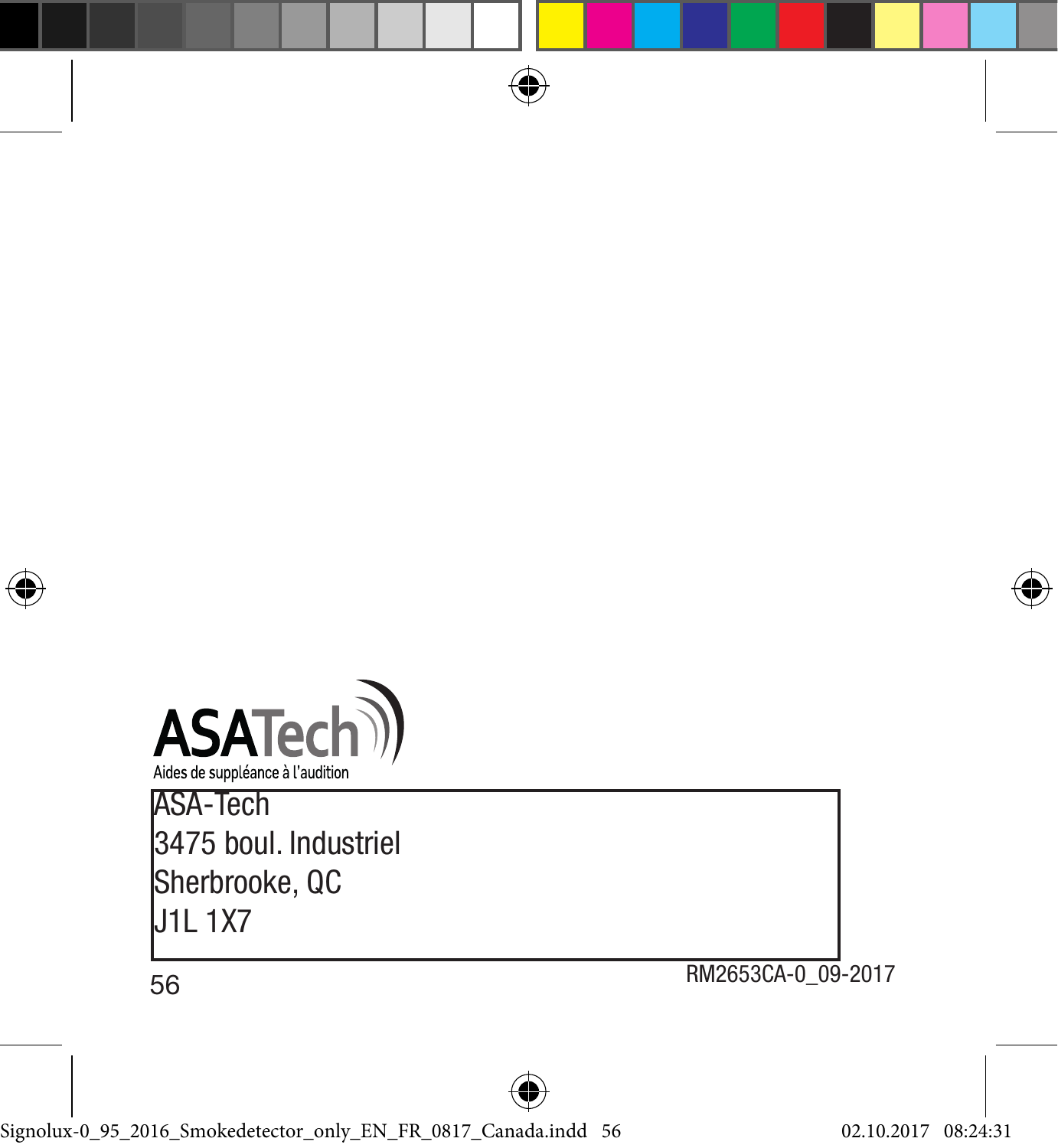ASATech

Aides de suppléance à l'audition

ASA-Tech
3475 boul. Industriel
Sherbrooke, QC
J1L 1X7

RM2653CA-0_09-2017